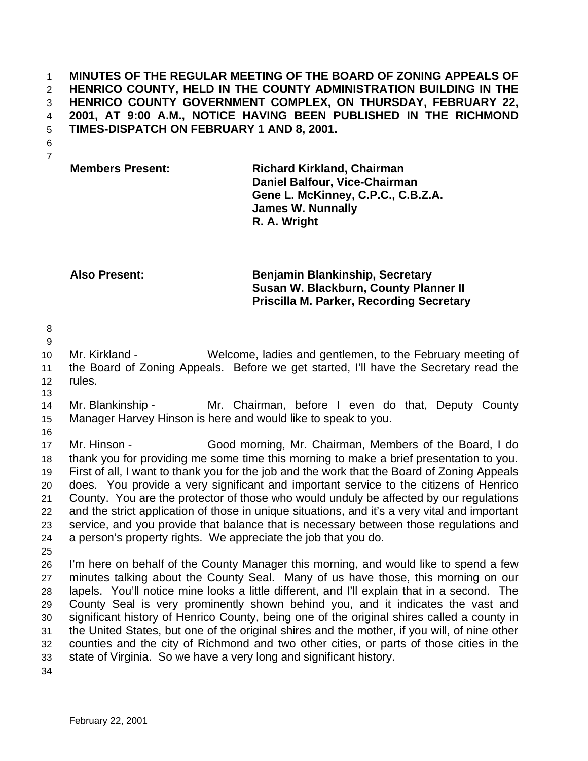**MINUTES OF THE REGULAR MEETING OF THE BOARD OF ZONING APPEALS OF HENRICO COUNTY, HELD IN THE COUNTY ADMINISTRATION BUILDING IN THE HENRICO COUNTY GOVERNMENT COMPLEX, ON THURSDAY, FEBRUARY 22, 2001, AT 9:00 A.M., NOTICE HAVING BEEN PUBLISHED IN THE RICHMOND TIMES-DISPATCH ON FEBRUARY 1 AND 8, 2001.**

| | |
|---|---|
| **Members Present:** | **Richard Kirkland, Chairman** |
| | **Daniel Balfour, Vice-Chairman** |
| | **Gene L. McKinney, C.P.C., C.B.Z.A.** |
| | **James W. Nunnally** |
| | **R. A. Wright** |
| | |
| **Also Present:** | **Benjamin Blankinship, Secretary** |
| | **Susan W. Blackburn, County Planner II** |
| | **Priscilla M. Parker, Recording Secretary** |

Mr. Kirkland - Welcome, ladies and gentlemen, to the February meeting of the Board of Zoning Appeals. Before we get started, I'll have the Secretary read the rules.

Mr. Blankinship - Mr. Chairman, before I even do that, Deputy County Manager Harvey Hinson is here and would like to speak to you.

Mr. Hinson - Good morning, Mr. Chairman, Members of the Board, I do thank you for providing me some time this morning to make a brief presentation to you. First of all, I want to thank you for the job and the work that the Board of Zoning Appeals does. You provide a very significant and important service to the citizens of Henrico County. You are the protector of those who would unduly be affected by our regulations and the strict application of those in unique situations, and it's a very vital and important service, and you provide that balance that is necessary between those regulations and a person's property rights. We appreciate the job that you do.

I'm here on behalf of the County Manager this morning, and would like to spend a few minutes talking about the County Seal. Many of us have those, this morning on our lapels. You'll notice mine looks a little different, and I'll explain that in a second. The County Seal is very prominently shown behind you, and it indicates the vast and significant history of Henrico County, being one of the original shires called a county in the United States, but one of the original shires and the mother, if you will, of nine other counties and the city of Richmond and two other cities, or parts of those cities in the state of Virginia. So we have a very long and significant history.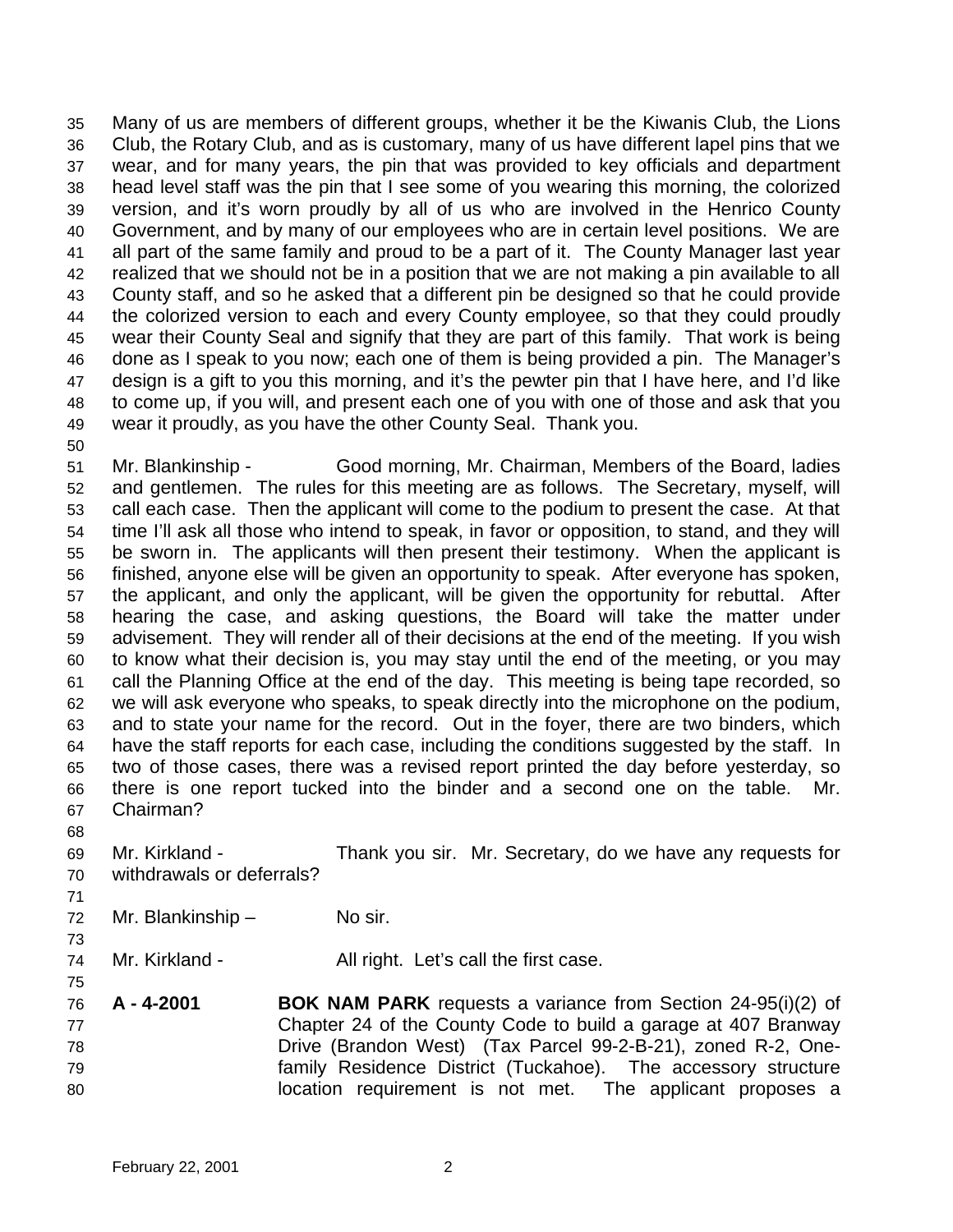Many of us are members of different groups, whether it be the Kiwanis Club, the Lions Club, the Rotary Club, and as is customary, many of us have different lapel pins that we wear, and for many years, the pin that was provided to key officials and department head level staff was the pin that I see some of you wearing this morning, the colorized version, and it's worn proudly by all of us who are involved in the Henrico County Government, and by many of our employees who are in certain level positions. We are all part of the same family and proud to be a part of it. The County Manager last year realized that we should not be in a position that we are not making a pin available to all County staff, and so he asked that a different pin be designed so that he could provide the colorized version to each and every County employee, so that they could proudly wear their County Seal and signify that they are part of this family. That work is being done as I speak to you now; each one of them is being provided a pin. The Manager's design is a gift to you this morning, and it's the pewter pin that I have here, and I'd like to come up, if you will, and present each one of you with one of those and ask that you wear it proudly, as you have the other County Seal. Thank you.

Mr. Blankinship - Good morning, Mr. Chairman, Members of the Board, ladies and gentlemen. The rules for this meeting are as follows. The Secretary, myself, will call each case. Then the applicant will come to the podium to present the case. At that time I'll ask all those who intend to speak, in favor or opposition, to stand, and they will be sworn in. The applicants will then present their testimony. When the applicant is finished, anyone else will be given an opportunity to speak. After everyone has spoken, the applicant, and only the applicant, will be given the opportunity for rebuttal. After hearing the case, and asking questions, the Board will take the matter under advisement. They will render all of their decisions at the end of the meeting. If you wish to know what their decision is, you may stay until the end of the meeting, or you may call the Planning Office at the end of the day. This meeting is being tape recorded, so we will ask everyone who speaks, to speak directly into the microphone on the podium, and to state your name for the record. Out in the foyer, there are two binders, which have the staff reports for each case, including the conditions suggested by the staff. In two of those cases, there was a revised report printed the day before yesterday, so there is one report tucked into the binder and a second one on the table. Mr. Chairman?

Mr. Kirkland - Thank you sir. Mr. Secretary, do we have any requests for withdrawals or deferrals?

Mr. Blankinship – No sir.

Mr. Kirkland - All right. Let's call the first case.

**A - 4-2001** **BOK NAM PARK** requests a variance from Section 24-95(i)(2) of Chapter 24 of the County Code to build a garage at 407 Branway Drive (Brandon West) (Tax Parcel 99-2-B-21), zoned R-2, One-family Residence District (Tuckahoe). The accessory structure location requirement is not met. The applicant proposes a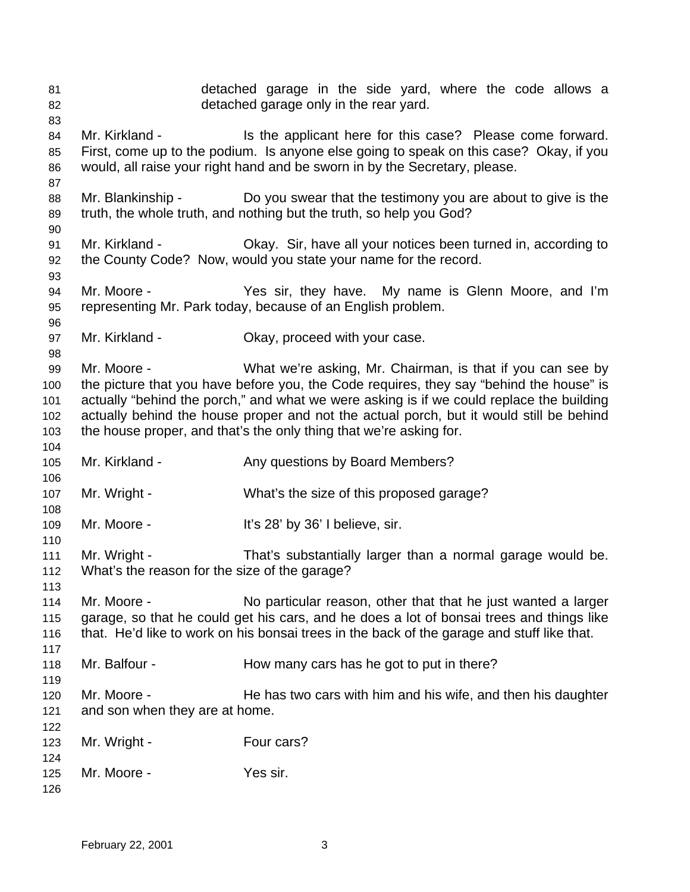detached garage in the side yard, where the code allows a detached garage only in the rear yard.

Mr. Kirkland - Is the applicant here for this case? Please come forward. First, come up to the podium. Is anyone else going to speak on this case? Okay, if you would, all raise your right hand and be sworn in by the Secretary, please.

Mr. Blankinship - Do you swear that the testimony you are about to give is the truth, the whole truth, and nothing but the truth, so help you God?

Mr. Kirkland - Okay. Sir, have all your notices been turned in, according to the County Code? Now, would you state your name for the record.

Mr. Moore - Yes sir, they have. My name is Glenn Moore, and I'm representing Mr. Park today, because of an English problem.

Mr. Kirkland - Okay, proceed with your case.

Mr. Moore - What we're asking, Mr. Chairman, is that if you can see by the picture that you have before you, the Code requires, they say "behind the house" is actually "behind the porch," and what we were asking is if we could replace the building actually behind the house proper and not the actual porch, but it would still be behind the house proper, and that's the only thing that we're asking for.

Mr. Kirkland - Any questions by Board Members?

Mr. Wright - What's the size of this proposed garage?

Mr. Moore - It's 28' by 36' I believe, sir.

Mr. Wright - That's substantially larger than a normal garage would be. What's the reason for the size of the garage?

Mr. Moore - No particular reason, other that that he just wanted a larger garage, so that he could get his cars, and he does a lot of bonsai trees and things like that. He'd like to work on his bonsai trees in the back of the garage and stuff like that.

Mr. Balfour - How many cars has he got to put in there?

Mr. Moore - He has two cars with him and his wife, and then his daughter and son when they are at home.

Mr. Wright - Four cars?

Mr. Moore - Yes sir.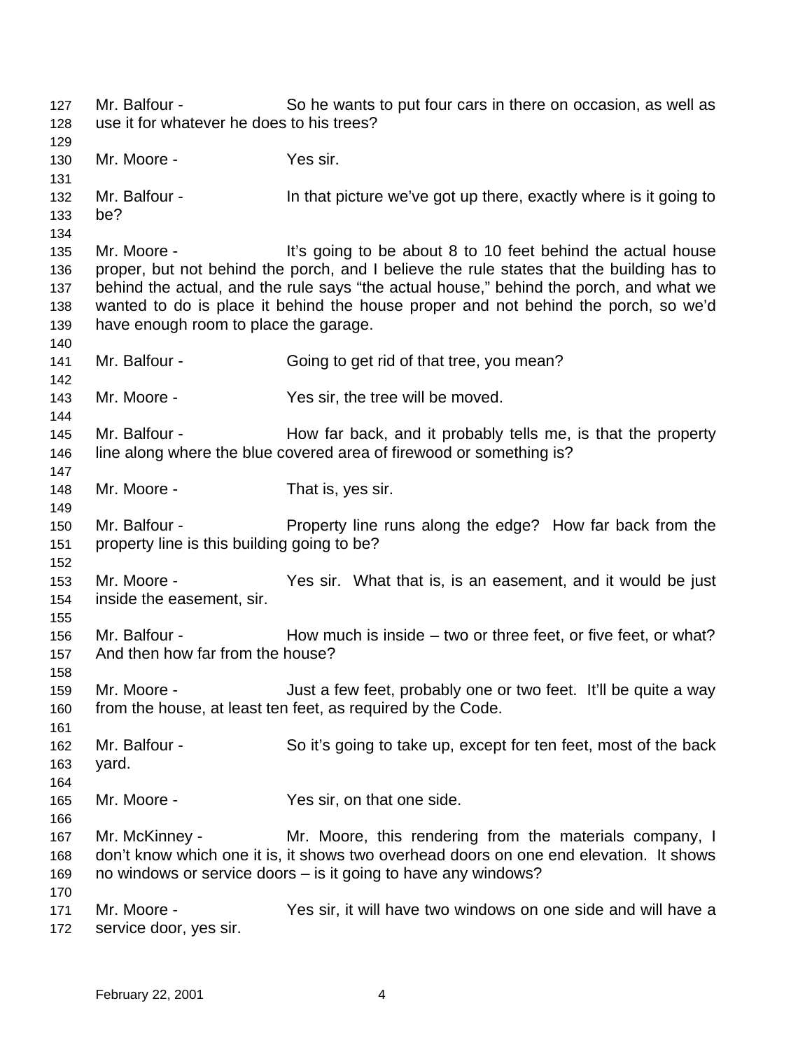Mr. Balfour - So he wants to put four cars in there on occasion, as well as use it for whatever he does to his trees?

Mr. Moore - Yes sir.

Mr. Balfour - In that picture we've got up there, exactly where is it going to be?

Mr. Moore - It's going to be about 8 to 10 feet behind the actual house proper, but not behind the porch, and I believe the rule states that the building has to behind the actual, and the rule says "the actual house," behind the porch, and what we wanted to do is place it behind the house proper and not behind the porch, so we'd have enough room to place the garage.

Mr. Balfour - Going to get rid of that tree, you mean?

Mr. Moore - Yes sir, the tree will be moved.

Mr. Balfour - How far back, and it probably tells me, is that the property line along where the blue covered area of firewood or something is?

Mr. Moore - That is, yes sir.

Mr. Balfour - Property line runs along the edge? How far back from the property line is this building going to be?

Mr. Moore - Yes sir. What that is, is an easement, and it would be just inside the easement, sir.

Mr. Balfour - How much is inside – two or three feet, or five feet, or what? And then how far from the house?

Mr. Moore - Just a few feet, probably one or two feet. It'll be quite a way from the house, at least ten feet, as required by the Code.

Mr. Balfour - So it's going to take up, except for ten feet, most of the back yard.

Mr. Moore - Yes sir, on that one side.

Mr. McKinney - Mr. Moore, this rendering from the materials company, I don't know which one it is, it shows two overhead doors on one end elevation. It shows no windows or service doors – is it going to have any windows?

Mr. Moore - Yes sir, it will have two windows on one side and will have a service door, yes sir.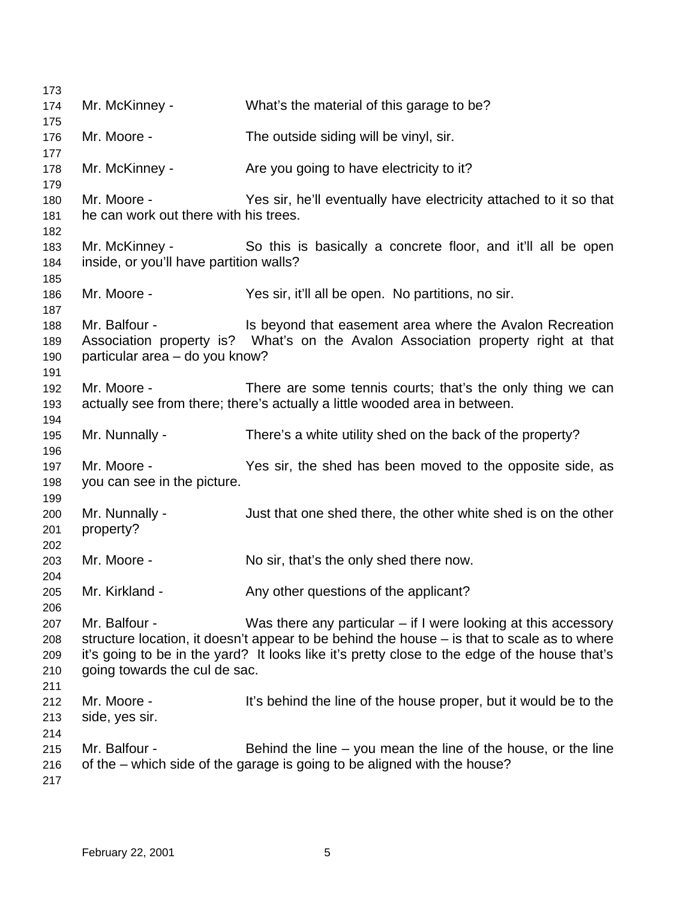Mr. McKinney - What's the material of this garage to be?

Mr. Moore - The outside siding will be vinyl, sir.

Mr. McKinney - Are you going to have electricity to it?

Mr. Moore - Yes sir, he'll eventually have electricity attached to it so that he can work out there with his trees.

Mr. McKinney - So this is basically a concrete floor, and it'll all be open inside, or you'll have partition walls?

Mr. Moore - Yes sir, it'll all be open. No partitions, no sir.

Mr. Balfour - Is beyond that easement area where the Avalon Recreation Association property is? What's on the Avalon Association property right at that particular area – do you know?

Mr. Moore - There are some tennis courts; that's the only thing we can actually see from there; there's actually a little wooded area in between.

Mr. Nunnally - There's a white utility shed on the back of the property?

Mr. Moore - Yes sir, the shed has been moved to the opposite side, as you can see in the picture.

Mr. Nunnally - Just that one shed there, the other white shed is on the other property?

Mr. Moore - No sir, that's the only shed there now.

Mr. Kirkland - Any other questions of the applicant?

Mr. Balfour - Was there any particular – if I were looking at this accessory structure location, it doesn't appear to be behind the house – is that to scale as to where it's going to be in the yard? It looks like it's pretty close to the edge of the house that's going towards the cul de sac.

Mr. Moore - It's behind the line of the house proper, but it would be to the side, yes sir.

Mr. Balfour - Behind the line – you mean the line of the house, or the line of the – which side of the garage is going to be aligned with the house?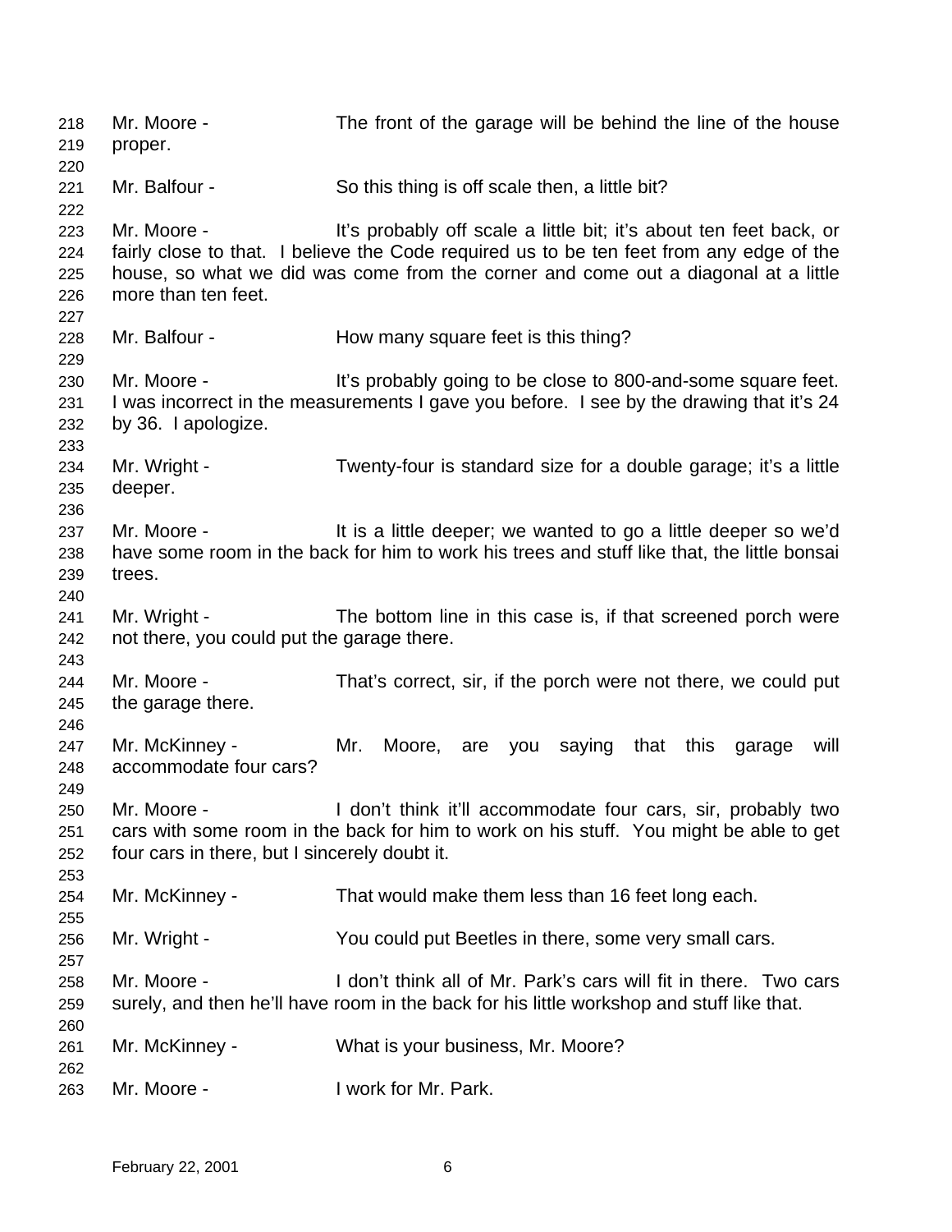Mr. Moore - The front of the garage will be behind the line of the house proper.

Mr. Balfour - So this thing is off scale then, a little bit?

Mr. Moore - It's probably off scale a little bit; it's about ten feet back, or fairly close to that. I believe the Code required us to be ten feet from any edge of the house, so what we did was come from the corner and come out a diagonal at a little more than ten feet.

Mr. Balfour - How many square feet is this thing?

Mr. Moore - It's probably going to be close to 800-and-some square feet. I was incorrect in the measurements I gave you before. I see by the drawing that it's 24 by 36. I apologize.

Mr. Wright - Twenty-four is standard size for a double garage; it's a little deeper.

Mr. Moore - It is a little deeper; we wanted to go a little deeper so we'd have some room in the back for him to work his trees and stuff like that, the little bonsai trees.

Mr. Wright - The bottom line in this case is, if that screened porch were not there, you could put the garage there.

Mr. Moore - That's correct, sir, if the porch were not there, we could put the garage there.

Mr. McKinney - Mr. Moore, are you saying that this garage will accommodate four cars?

Mr. Moore - I don't think it'll accommodate four cars, sir, probably two cars with some room in the back for him to work on his stuff. You might be able to get four cars in there, but I sincerely doubt it.

Mr. McKinney - That would make them less than 16 feet long each.

Mr. Wright - You could put Beetles in there, some very small cars.

Mr. Moore - I don't think all of Mr. Park's cars will fit in there. Two cars surely, and then he'll have room in the back for his little workshop and stuff like that.

Mr. McKinney - What is your business, Mr. Moore?

Mr. Moore - I work for Mr. Park.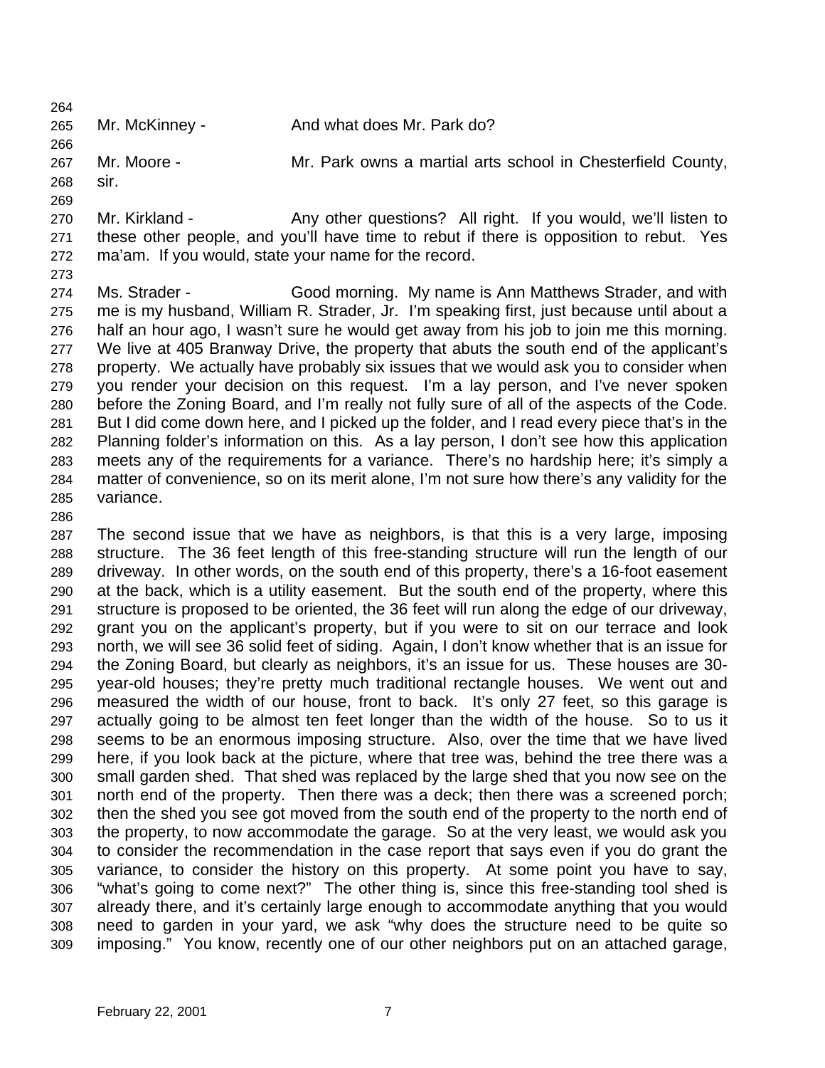Mr. McKinney - And what does Mr. Park do?

Mr. Moore - Mr. Park owns a martial arts school in Chesterfield County, sir.

Mr. Kirkland - Any other questions? All right. If you would, we'll listen to these other people, and you'll have time to rebut if there is opposition to rebut. Yes ma'am. If you would, state your name for the record.

Ms. Strader - Good morning. My name is Ann Matthews Strader, and with me is my husband, William R. Strader, Jr. I'm speaking first, just because until about a half an hour ago, I wasn't sure he would get away from his job to join me this morning. We live at 405 Branway Drive, the property that abuts the south end of the applicant's property. We actually have probably six issues that we would ask you to consider when you render your decision on this request. I'm a lay person, and I've never spoken before the Zoning Board, and I'm really not fully sure of all of the aspects of the Code. But I did come down here, and I picked up the folder, and I read every piece that's in the Planning folder's information on this. As a lay person, I don't see how this application meets any of the requirements for a variance. There's no hardship here; it's simply a matter of convenience, so on its merit alone, I'm not sure how there's any validity for the variance.

The second issue that we have as neighbors, is that this is a very large, imposing structure. The 36 feet length of this free-standing structure will run the length of our driveway. In other words, on the south end of this property, there's a 16-foot easement at the back, which is a utility easement. But the south end of the property, where this structure is proposed to be oriented, the 36 feet will run along the edge of our driveway, grant you on the applicant's property, but if you were to sit on our terrace and look north, we will see 36 solid feet of siding. Again, I don't know whether that is an issue for the Zoning Board, but clearly as neighbors, it's an issue for us. These houses are 30-year-old houses; they're pretty much traditional rectangle houses. We went out and measured the width of our house, front to back. It's only 27 feet, so this garage is actually going to be almost ten feet longer than the width of the house. So to us it seems to be an enormous imposing structure. Also, over the time that we have lived here, if you look back at the picture, where that tree was, behind the tree there was a small garden shed. That shed was replaced by the large shed that you now see on the north end of the property. Then there was a deck; then there was a screened porch; then the shed you see got moved from the south end of the property to the north end of the property, to now accommodate the garage. So at the very least, we would ask you to consider the recommendation in the case report that says even if you do grant the variance, to consider the history on this property. At some point you have to say, "what's going to come next?" The other thing is, since this free-standing tool shed is already there, and it's certainly large enough to accommodate anything that you would need to garden in your yard, we ask "why does the structure need to be quite so imposing." You know, recently one of our other neighbors put on an attached garage,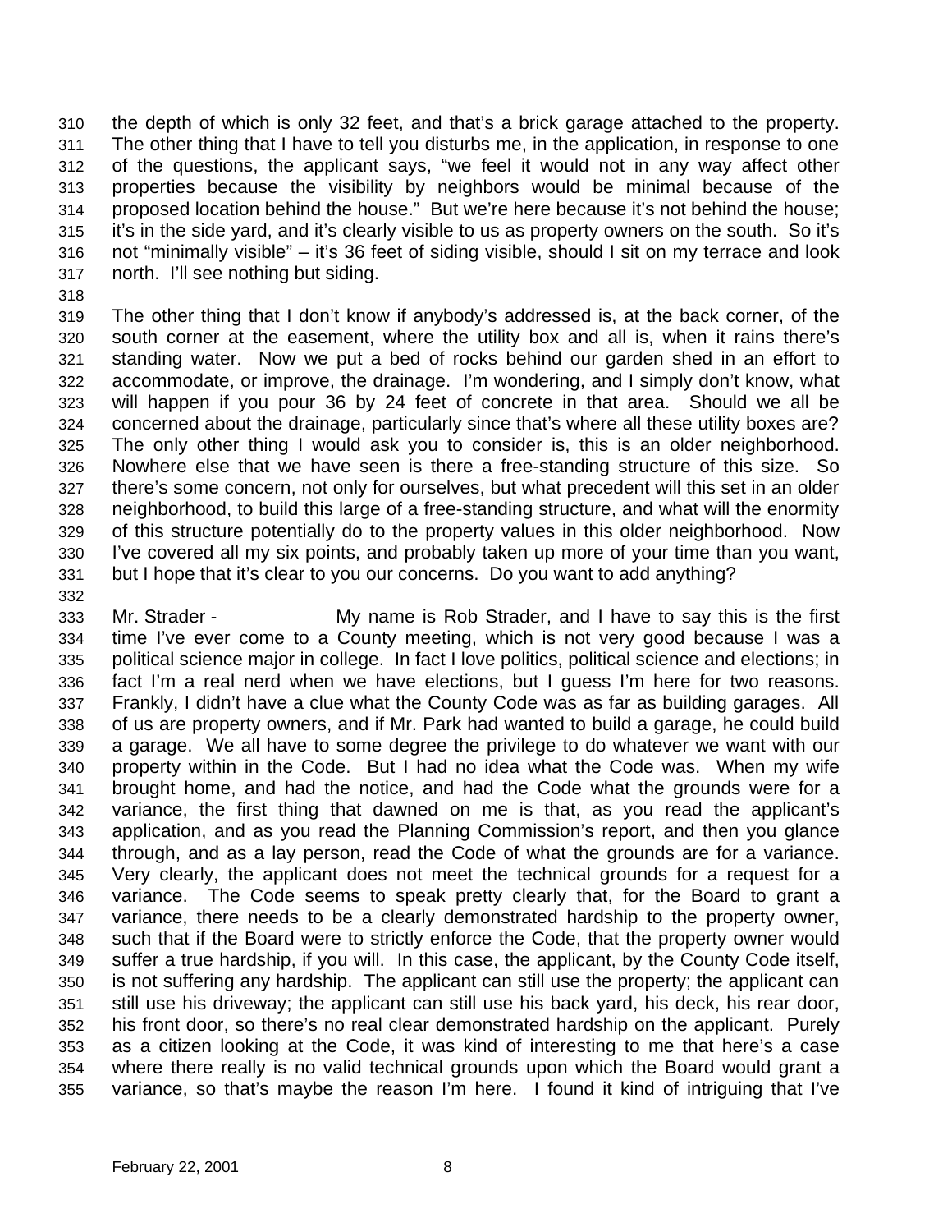the depth of which is only 32 feet, and that's a brick garage attached to the property. The other thing that I have to tell you disturbs me, in the application, in response to one of the questions, the applicant says, "we feel it would not in any way affect other properties because the visibility by neighbors would be minimal because of the proposed location behind the house." But we're here because it's not behind the house; it's in the side yard, and it's clearly visible to us as property owners on the south. So it's not "minimally visible" – it's 36 feet of siding visible, should I sit on my terrace and look north. I'll see nothing but siding.

The other thing that I don't know if anybody's addressed is, at the back corner, of the south corner at the easement, where the utility box and all is, when it rains there's standing water. Now we put a bed of rocks behind our garden shed in an effort to accommodate, or improve, the drainage. I'm wondering, and I simply don't know, what will happen if you pour 36 by 24 feet of concrete in that area. Should we all be concerned about the drainage, particularly since that's where all these utility boxes are? The only other thing I would ask you to consider is, this is an older neighborhood. Nowhere else that we have seen is there a free-standing structure of this size. So there's some concern, not only for ourselves, but what precedent will this set in an older neighborhood, to build this large of a free-standing structure, and what will the enormity of this structure potentially do to the property values in this older neighborhood. Now I've covered all my six points, and probably taken up more of your time than you want, but I hope that it's clear to you our concerns. Do you want to add anything?

Mr. Strader - My name is Rob Strader, and I have to say this is the first time I've ever come to a County meeting, which is not very good because I was a political science major in college. In fact I love politics, political science and elections; in fact I'm a real nerd when we have elections, but I guess I'm here for two reasons. Frankly, I didn't have a clue what the County Code was as far as building garages. All of us are property owners, and if Mr. Park had wanted to build a garage, he could build a garage. We all have to some degree the privilege to do whatever we want with our property within in the Code. But I had no idea what the Code was. When my wife brought home, and had the notice, and had the Code what the grounds were for a variance, the first thing that dawned on me is that, as you read the applicant's application, and as you read the Planning Commission's report, and then you glance through, and as a lay person, read the Code of what the grounds are for a variance. Very clearly, the applicant does not meet the technical grounds for a request for a variance. The Code seems to speak pretty clearly that, for the Board to grant a variance, there needs to be a clearly demonstrated hardship to the property owner, such that if the Board were to strictly enforce the Code, that the property owner would suffer a true hardship, if you will. In this case, the applicant, by the County Code itself, is not suffering any hardship. The applicant can still use the property; the applicant can still use his driveway; the applicant can still use his back yard, his deck, his rear door, his front door, so there's no real clear demonstrated hardship on the applicant. Purely as a citizen looking at the Code, it was kind of interesting to me that here's a case where there really is no valid technical grounds upon which the Board would grant a variance, so that's maybe the reason I'm here. I found it kind of intriguing that I've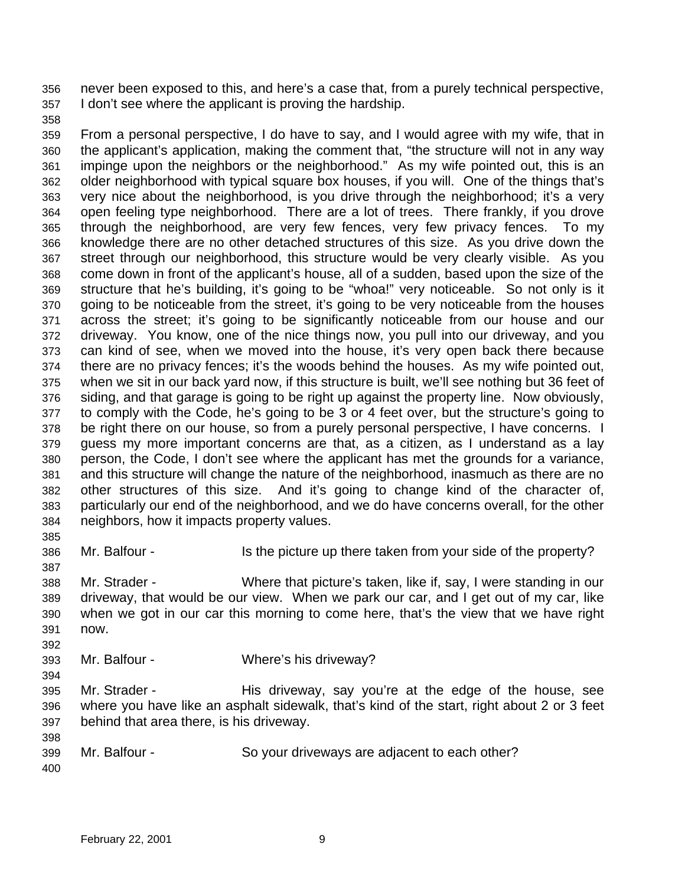never been exposed to this, and here's a case that, from a purely technical perspective, I don't see where the applicant is proving the hardship.

From a personal perspective, I do have to say, and I would agree with my wife, that in the applicant's application, making the comment that, "the structure will not in any way impinge upon the neighbors or the neighborhood." As my wife pointed out, this is an older neighborhood with typical square box houses, if you will. One of the things that's very nice about the neighborhood, is you drive through the neighborhood; it's a very open feeling type neighborhood. There are a lot of trees. There frankly, if you drove through the neighborhood, are very few fences, very few privacy fences. To my knowledge there are no other detached structures of this size. As you drive down the street through our neighborhood, this structure would be very clearly visible. As you come down in front of the applicant's house, all of a sudden, based upon the size of the structure that he's building, it's going to be "whoa!" very noticeable. So not only is it going to be noticeable from the street, it's going to be very noticeable from the houses across the street; it's going to be significantly noticeable from our house and our driveway. You know, one of the nice things now, you pull into our driveway, and you can kind of see, when we moved into the house, it's very open back there because there are no privacy fences; it's the woods behind the houses. As my wife pointed out, when we sit in our back yard now, if this structure is built, we'll see nothing but 36 feet of siding, and that garage is going to be right up against the property line. Now obviously, to comply with the Code, he's going to be 3 or 4 feet over, but the structure's going to be right there on our house, so from a purely personal perspective, I have concerns. I guess my more important concerns are that, as a citizen, as I understand as a lay person, the Code, I don't see where the applicant has met the grounds for a variance, and this structure will change the nature of the neighborhood, inasmuch as there are no other structures of this size. And it's going to change kind of the character of, particularly our end of the neighborhood, and we do have concerns overall, for the other neighbors, how it impacts property values.

Mr. Balfour - Is the picture up there taken from your side of the property?

Mr. Strader - Where that picture's taken, like if, say, I were standing in our driveway, that would be our view. When we park our car, and I get out of my car, like when we got in our car this morning to come here, that's the view that we have right now.

Mr. Balfour - Where's his driveway?

Mr. Strader - His driveway, say you're at the edge of the house, see where you have like an asphalt sidewalk, that's kind of the start, right about 2 or 3 feet behind that area there, is his driveway.

Mr. Balfour - So your driveways are adjacent to each other?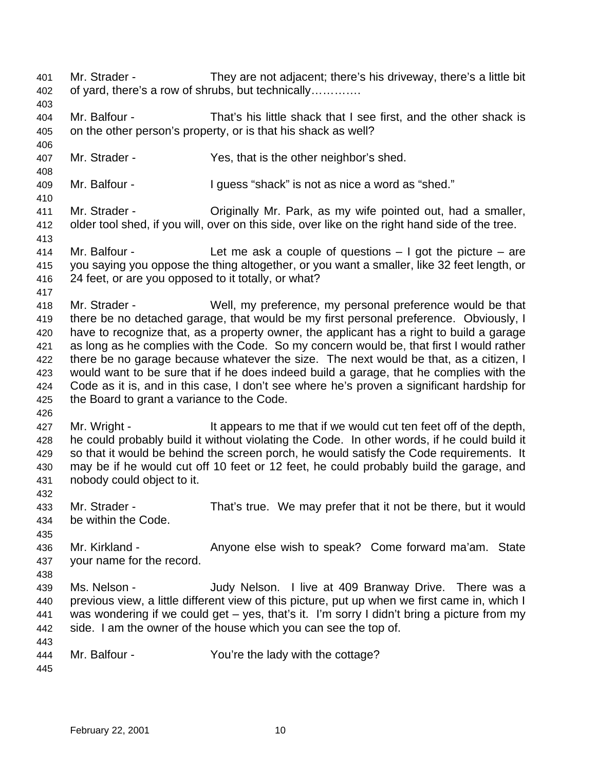Mr. Strader - They are not adjacent; there's his driveway, there's a little bit of yard, there's a row of shrubs, but technically………….

Mr. Balfour - That's his little shack that I see first, and the other shack is on the other person's property, or is that his shack as well?

Mr. Strader - Yes, that is the other neighbor's shed.

Mr. Balfour - I guess "shack" is not as nice a word as "shed."

Mr. Strader - Originally Mr. Park, as my wife pointed out, had a smaller, older tool shed, if you will, over on this side, over like on the right hand side of the tree.

Mr. Balfour - Let me ask a couple of questions – I got the picture – are you saying you oppose the thing altogether, or you want a smaller, like 32 feet length, or 24 feet, or are you opposed to it totally, or what?

Mr. Strader - Well, my preference, my personal preference would be that there be no detached garage, that would be my first personal preference. Obviously, I have to recognize that, as a property owner, the applicant has a right to build a garage as long as he complies with the Code. So my concern would be, that first I would rather there be no garage because whatever the size. The next would be that, as a citizen, I would want to be sure that if he does indeed build a garage, that he complies with the Code as it is, and in this case, I don't see where he's proven a significant hardship for the Board to grant a variance to the Code.

Mr. Wright - It appears to me that if we would cut ten feet off of the depth, he could probably build it without violating the Code. In other words, if he could build it so that it would be behind the screen porch, he would satisfy the Code requirements. It may be if he would cut off 10 feet or 12 feet, he could probably build the garage, and nobody could object to it.

Mr. Strader - That's true. We may prefer that it not be there, but it would be within the Code.

Mr. Kirkland - Anyone else wish to speak? Come forward ma'am. State your name for the record.

Ms. Nelson - Judy Nelson. I live at 409 Branway Drive. There was a previous view, a little different view of this picture, put up when we first came in, which I was wondering if we could get – yes, that's it. I'm sorry I didn't bring a picture from my side. I am the owner of the house which you can see the top of.

Mr. Balfour - You're the lady with the cottage?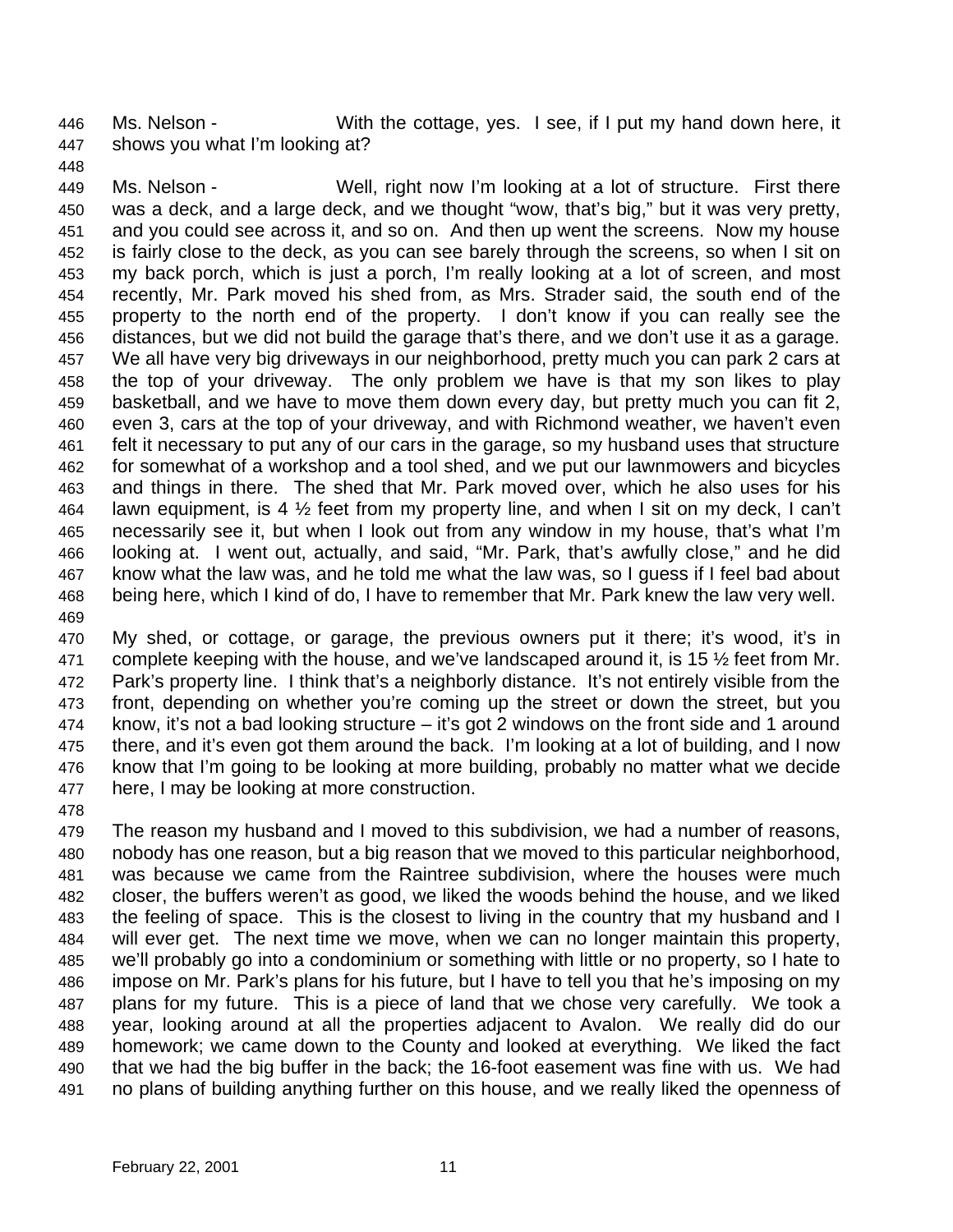Ms. Nelson - With the cottage, yes. I see, if I put my hand down here, it shows you what I'm looking at?

Ms. Nelson - Well, right now I'm looking at a lot of structure. First there was a deck, and a large deck, and we thought "wow, that's big," but it was very pretty, and you could see across it, and so on. And then up went the screens. Now my house is fairly close to the deck, as you can see barely through the screens, so when I sit on my back porch, which is just a porch, I'm really looking at a lot of screen, and most recently, Mr. Park moved his shed from, as Mrs. Strader said, the south end of the property to the north end of the property. I don't know if you can really see the distances, but we did not build the garage that's there, and we don't use it as a garage. We all have very big driveways in our neighborhood, pretty much you can park 2 cars at the top of your driveway. The only problem we have is that my son likes to play basketball, and we have to move them down every day, but pretty much you can fit 2, even 3, cars at the top of your driveway, and with Richmond weather, we haven't even felt it necessary to put any of our cars in the garage, so my husband uses that structure for somewhat of a workshop and a tool shed, and we put our lawnmowers and bicycles and things in there. The shed that Mr. Park moved over, which he also uses for his lawn equipment, is 4 ½ feet from my property line, and when I sit on my deck, I can't necessarily see it, but when I look out from any window in my house, that's what I'm looking at. I went out, actually, and said, "Mr. Park, that's awfully close," and he did know what the law was, and he told me what the law was, so I guess if I feel bad about being here, which I kind of do, I have to remember that Mr. Park knew the law very well.

My shed, or cottage, or garage, the previous owners put it there; it's wood, it's in complete keeping with the house, and we've landscaped around it, is 15 ½ feet from Mr. Park's property line. I think that's a neighborly distance. It's not entirely visible from the front, depending on whether you're coming up the street or down the street, but you know, it's not a bad looking structure – it's got 2 windows on the front side and 1 around there, and it's even got them around the back. I'm looking at a lot of building, and I now know that I'm going to be looking at more building, probably no matter what we decide here, I may be looking at more construction.

The reason my husband and I moved to this subdivision, we had a number of reasons, nobody has one reason, but a big reason that we moved to this particular neighborhood, was because we came from the Raintree subdivision, where the houses were much closer, the buffers weren't as good, we liked the woods behind the house, and we liked the feeling of space. This is the closest to living in the country that my husband and I will ever get. The next time we move, when we can no longer maintain this property, we'll probably go into a condominium or something with little or no property, so I hate to impose on Mr. Park's plans for his future, but I have to tell you that he's imposing on my plans for my future. This is a piece of land that we chose very carefully. We took a year, looking around at all the properties adjacent to Avalon. We really did do our homework; we came down to the County and looked at everything. We liked the fact that we had the big buffer in the back; the 16-foot easement was fine with us. We had no plans of building anything further on this house, and we really liked the openness of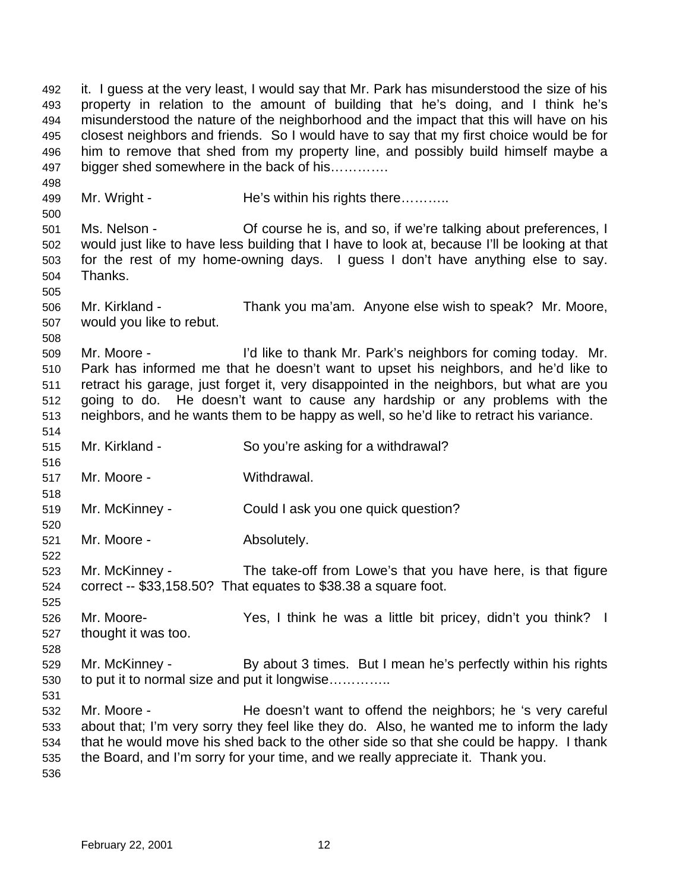it. I guess at the very least, I would say that Mr. Park has misunderstood the size of his property in relation to the amount of building that he's doing, and I think he's misunderstood the nature of the neighborhood and the impact that this will have on his closest neighbors and friends. So I would have to say that my first choice would be for him to remove that shed from my property line, and possibly build himself maybe a bigger shed somewhere in the back of his………….

Mr. Wright - He's within his rights there………..

Ms. Nelson - Of course he is, and so, if we're talking about preferences, I would just like to have less building that I have to look at, because I'll be looking at that for the rest of my home-owning days. I guess I don't have anything else to say. Thanks.

Mr. Kirkland - Thank you ma'am. Anyone else wish to speak? Mr. Moore, would you like to rebut.

Mr. Moore - I'd like to thank Mr. Park's neighbors for coming today. Mr. Park has informed me that he doesn't want to upset his neighbors, and he'd like to retract his garage, just forget it, very disappointed in the neighbors, but what are you going to do. He doesn't want to cause any hardship or any problems with the neighbors, and he wants them to be happy as well, so he'd like to retract his variance.

Mr. Kirkland - So you're asking for a withdrawal?

Mr. Moore - Withdrawal.

Mr. McKinney - Could I ask you one quick question?

Mr. Moore - Absolutely.

Mr. McKinney - The take-off from Lowe's that you have here, is that figure correct -- $33,158.50? That equates to $38.38 a square foot.

Mr. Moore- Yes, I think he was a little bit pricey, didn't you think? I thought it was too.

Mr. McKinney - By about 3 times. But I mean he's perfectly within his rights to put it to normal size and put it longwise…………..

Mr. Moore - He doesn't want to offend the neighbors; he 's very careful about that; I'm very sorry they feel like they do. Also, he wanted me to inform the lady that he would move his shed back to the other side so that she could be happy. I thank the Board, and I'm sorry for your time, and we really appreciate it. Thank you.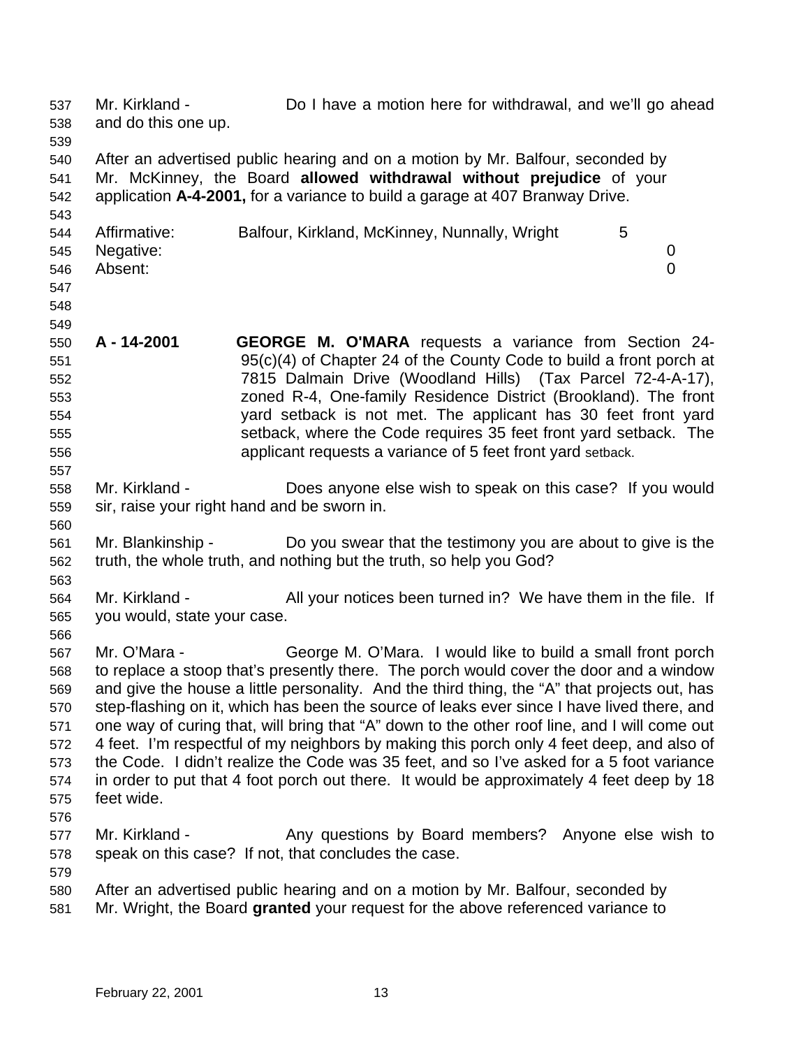Mr. Kirkland - Do I have a motion here for withdrawal, and we'll go ahead and do this one up.

After an advertised public hearing and on a motion by Mr. Balfour, seconded by Mr. McKinney, the Board **allowed withdrawal without prejudice** of your application **A-4-2001,** for a variance to build a garage at 407 Branway Drive.

| | | |
|---|---|---|
| Affirmative: | Balfour, Kirkland, McKinney, Nunnally, Wright | 5 |
| Negative: | | 0 |
| Absent: | | 0 |

**A - 14-2001** **GEORGE M. O'MARA** requests a variance from Section 24-95(c)(4) of Chapter 24 of the County Code to build a front porch at 7815 Dalmain Drive (Woodland Hills) (Tax Parcel 72-4-A-17), zoned R-4, One-family Residence District (Brookland). The front yard setback is not met. The applicant has 30 feet front yard setback, where the Code requires 35 feet front yard setback. The applicant requests a variance of 5 feet front yard setback.

Mr. Kirkland - Does anyone else wish to speak on this case? If you would sir, raise your right hand and be sworn in.

Mr. Blankinship - Do you swear that the testimony you are about to give is the truth, the whole truth, and nothing but the truth, so help you God?

Mr. Kirkland - All your notices been turned in? We have them in the file. If you would, state your case.

Mr. O'Mara - George M. O'Mara. I would like to build a small front porch to replace a stoop that's presently there. The porch would cover the door and a window and give the house a little personality. And the third thing, the "A" that projects out, has step-flashing on it, which has been the source of leaks ever since I have lived there, and one way of curing that, will bring that "A" down to the other roof line, and I will come out 4 feet. I'm respectful of my neighbors by making this porch only 4 feet deep, and also of the Code. I didn't realize the Code was 35 feet, and so I've asked for a 5 foot variance in order to put that 4 foot porch out there. It would be approximately 4 feet deep by 18 feet wide.

Mr. Kirkland - Any questions by Board members? Anyone else wish to speak on this case? If not, that concludes the case.

After an advertised public hearing and on a motion by Mr. Balfour, seconded by Mr. Wright, the Board **granted** your request for the above referenced variance to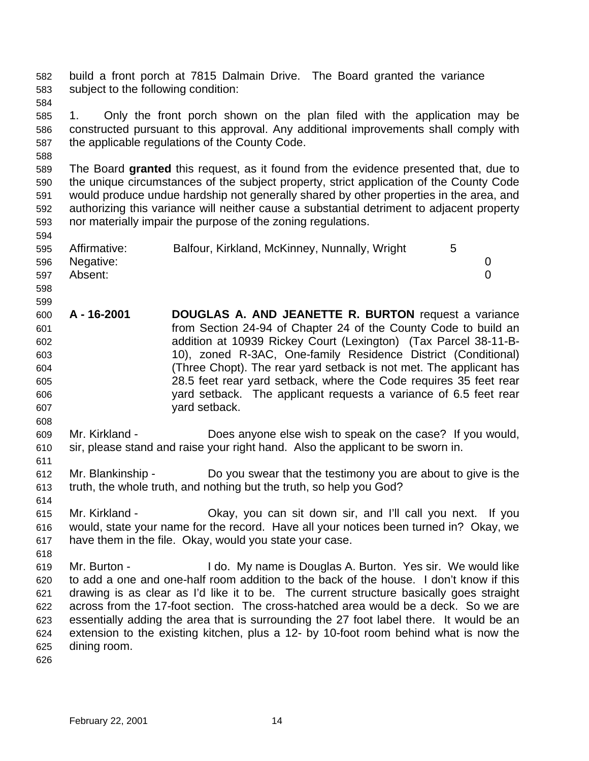build a front porch at 7815 Dalmain Drive. The Board granted the variance subject to the following condition:

1. Only the front porch shown on the plan filed with the application may be constructed pursuant to this approval. Any additional improvements shall comply with the applicable regulations of the County Code.

The Board **granted** this request, as it found from the evidence presented that, due to the unique circumstances of the subject property, strict application of the County Code would produce undue hardship not generally shared by other properties in the area, and authorizing this variance will neither cause a substantial detriment to adjacent property nor materially impair the purpose of the zoning regulations.

| | | |
|---|---|---|
| Affirmative: | Balfour, Kirkland, McKinney, Nunnally, Wright | 5 |
| Negative: | | 0 |
| Absent: | | 0 |

**A - 16-2001** **DOUGLAS A. AND JEANETTE R. BURTON** request a variance from Section 24-94 of Chapter 24 of the County Code to build an addition at 10939 Rickey Court (Lexington) (Tax Parcel 38-11-B-10), zoned R-3AC, One-family Residence District (Conditional) (Three Chopt). The rear yard setback is not met. The applicant has 28.5 feet rear yard setback, where the Code requires 35 feet rear yard setback. The applicant requests a variance of 6.5 feet rear yard setback.

Mr. Kirkland - Does anyone else wish to speak on the case? If you would, sir, please stand and raise your right hand. Also the applicant to be sworn in.

Mr. Blankinship - Do you swear that the testimony you are about to give is the truth, the whole truth, and nothing but the truth, so help you God?

Mr. Kirkland - Okay, you can sit down sir, and I'll call you next. If you would, state your name for the record. Have all your notices been turned in? Okay, we have them in the file. Okay, would you state your case.

Mr. Burton - I do. My name is Douglas A. Burton. Yes sir. We would like to add a one and one-half room addition to the back of the house. I don't know if this drawing is as clear as I'd like it to be. The current structure basically goes straight across from the 17-foot section. The cross-hatched area would be a deck. So we are essentially adding the area that is surrounding the 27 foot label there. It would be an extension to the existing kitchen, plus a 12- by 10-foot room behind what is now the dining room.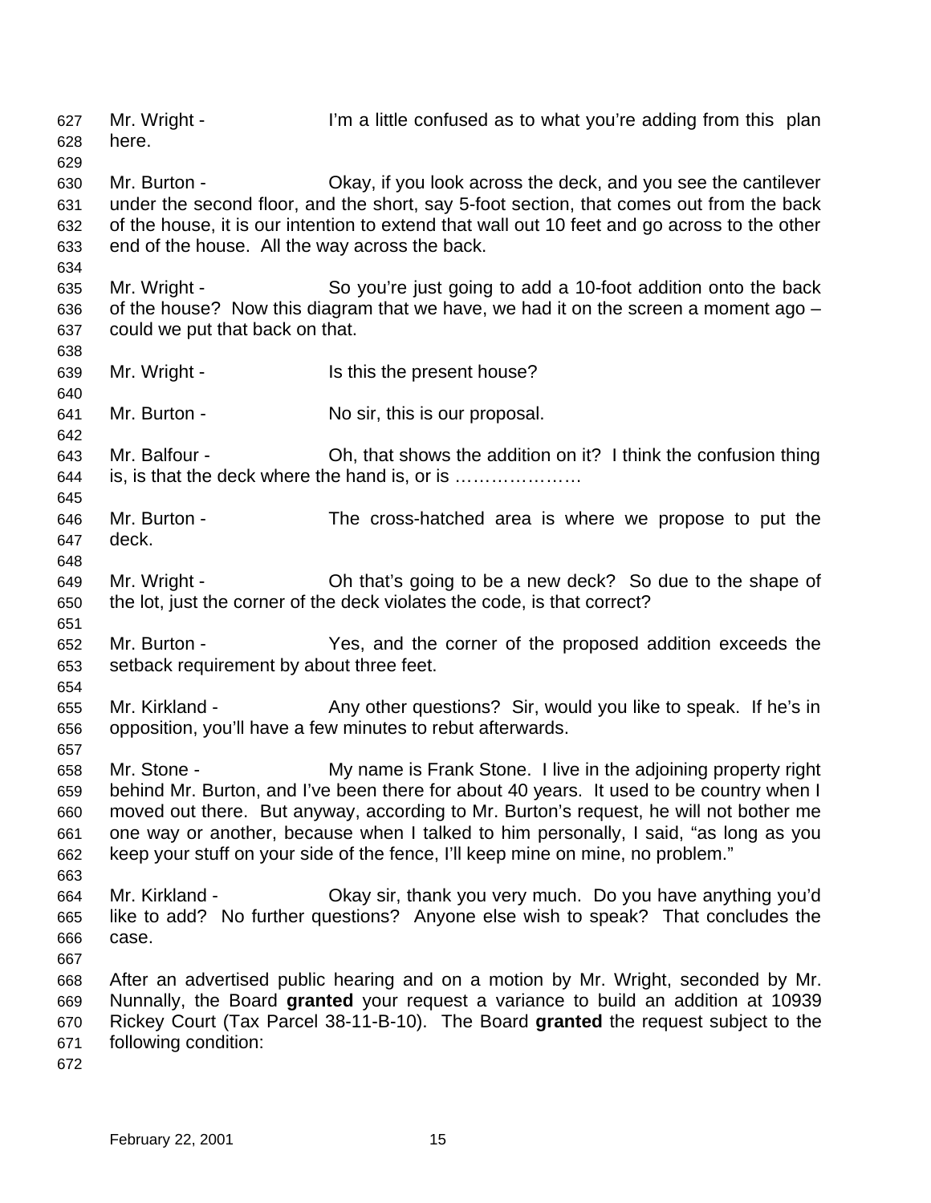Mr. Wright - I'm a little confused as to what you're adding from this plan here.

Mr. Burton - Okay, if you look across the deck, and you see the cantilever under the second floor, and the short, say 5-foot section, that comes out from the back of the house, it is our intention to extend that wall out 10 feet and go across to the other end of the house. All the way across the back.

Mr. Wright - So you're just going to add a 10-foot addition onto the back of the house? Now this diagram that we have, we had it on the screen a moment ago – could we put that back on that.

Mr. Wright - Is this the present house?

Mr. Burton - No sir, this is our proposal.

Mr. Balfour - Oh, that shows the addition on it? I think the confusion thing is, is that the deck where the hand is, or is …………………

Mr. Burton - The cross-hatched area is where we propose to put the deck.

Mr. Wright - Oh that's going to be a new deck? So due to the shape of the lot, just the corner of the deck violates the code, is that correct?

Mr. Burton - Yes, and the corner of the proposed addition exceeds the setback requirement by about three feet.

Mr. Kirkland - Any other questions? Sir, would you like to speak. If he's in opposition, you'll have a few minutes to rebut afterwards.

Mr. Stone - My name is Frank Stone. I live in the adjoining property right behind Mr. Burton, and I've been there for about 40 years. It used to be country when I moved out there. But anyway, according to Mr. Burton's request, he will not bother me one way or another, because when I talked to him personally, I said, "as long as you keep your stuff on your side of the fence, I'll keep mine on mine, no problem."

Mr. Kirkland - Okay sir, thank you very much. Do you have anything you'd like to add? No further questions? Anyone else wish to speak? That concludes the case.

After an advertised public hearing and on a motion by Mr. Wright, seconded by Mr. Nunnally, the Board **granted** your request a variance to build an addition at 10939 Rickey Court (Tax Parcel 38-11-B-10). The Board **granted** the request subject to the following condition: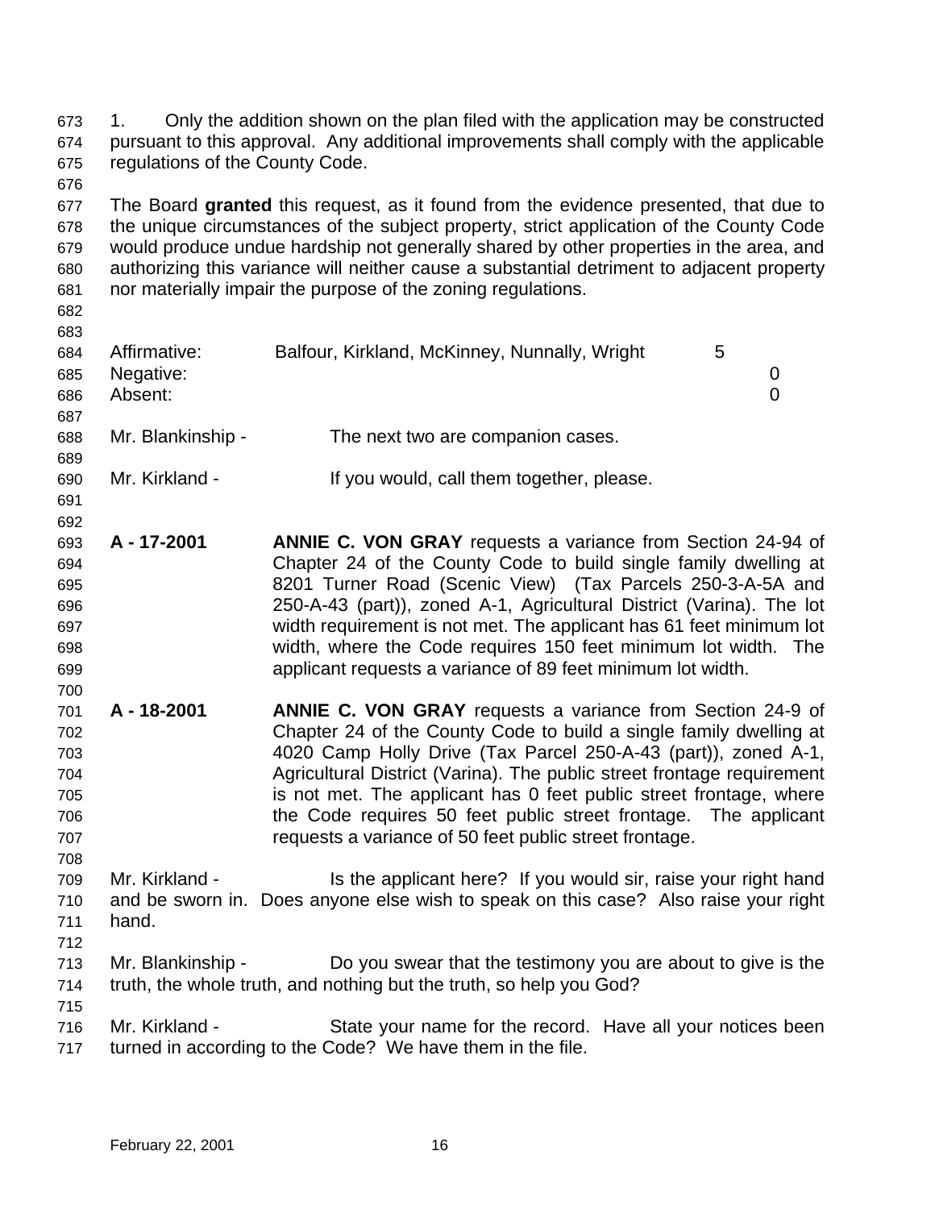1. Only the addition shown on the plan filed with the application may be constructed pursuant to this approval. Any additional improvements shall comply with the applicable regulations of the County Code.

The Board **granted** this request, as it found from the evidence presented, that due to the unique circumstances of the subject property, strict application of the County Code would produce undue hardship not generally shared by other properties in the area, and authorizing this variance will neither cause a substantial detriment to adjacent property nor materially impair the purpose of the zoning regulations.

| | | |
|---|---|---|
| Affirmative: | Balfour, Kirkland, McKinney, Nunnally, Wright | 5 |
| Negative: | | 0 |
| Absent: | | 0 |

Mr. Blankinship - The next two are companion cases.

Mr. Kirkland - If you would, call them together, please.

**A - 17-2001** **ANNIE C. VON GRAY** requests a variance from Section 24-94 of Chapter 24 of the County Code to build single family dwelling at 8201 Turner Road (Scenic View) (Tax Parcels 250-3-A-5A and 250-A-43 (part)), zoned A-1, Agricultural District (Varina). The lot width requirement is not met. The applicant has 61 feet minimum lot width, where the Code requires 150 feet minimum lot width. The applicant requests a variance of 89 feet minimum lot width.

**A - 18-2001** **ANNIE C. VON GRAY** requests a variance from Section 24-9 of Chapter 24 of the County Code to build a single family dwelling at 4020 Camp Holly Drive (Tax Parcel 250-A-43 (part)), zoned A-1, Agricultural District (Varina). The public street frontage requirement is not met. The applicant has 0 feet public street frontage, where the Code requires 50 feet public street frontage. The applicant requests a variance of 50 feet public street frontage.

Mr. Kirkland - Is the applicant here? If you would sir, raise your right hand and be sworn in. Does anyone else wish to speak on this case? Also raise your right hand.

Mr. Blankinship - Do you swear that the testimony you are about to give is the truth, the whole truth, and nothing but the truth, so help you God?

Mr. Kirkland - State your name for the record. Have all your notices been turned in according to the Code? We have them in the file.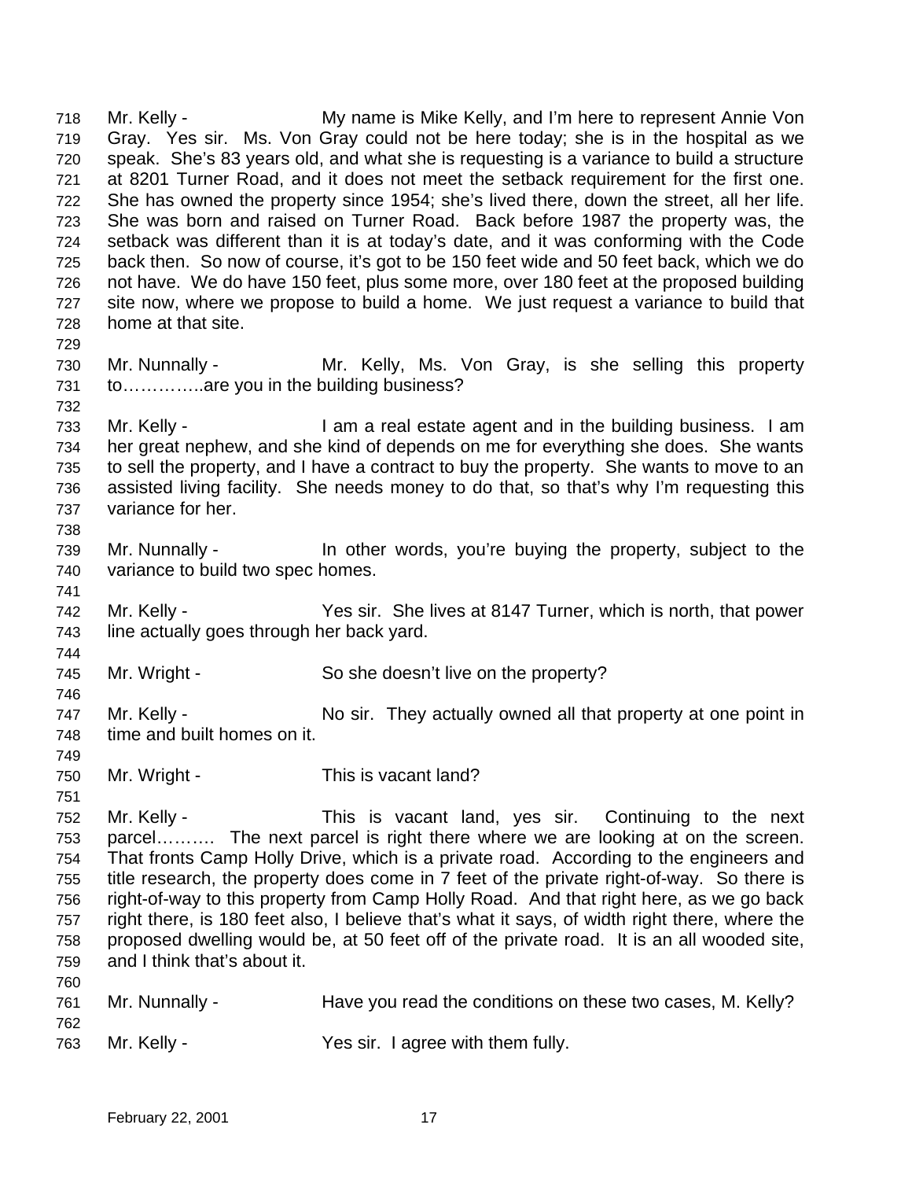718 Mr. Kelly - My name is Mike Kelly, and I'm here to represent Annie Von
719 Gray. Yes sir. Ms. Von Gray could not be here today; she is in the hospital as we
720 speak. She's 83 years old, and what she is requesting is a variance to build a structure
721 at 8201 Turner Road, and it does not meet the setback requirement for the first one.
722 She has owned the property since 1954; she's lived there, down the street, all her life.
723 She was born and raised on Turner Road. Back before 1987 the property was, the
724 setback was different than it is at today's date, and it was conforming with the Code
725 back then. So now of course, it's got to be 150 feet wide and 50 feet back, which we do
726 not have. We do have 150 feet, plus some more, over 180 feet at the proposed building
727 site now, where we propose to build a home. We just request a variance to build that
728 home at that site.
729
730 Mr. Nunnally - Mr. Kelly, Ms. Von Gray, is she selling this property
731 to…………..are you in the building business?
732
733 Mr. Kelly - I am a real estate agent and in the building business. I am
734 her great nephew, and she kind of depends on me for everything she does. She wants
735 to sell the property, and I have a contract to buy the property. She wants to move to an
736 assisted living facility. She needs money to do that, so that's why I'm requesting this
737 variance for her.
738
739 Mr. Nunnally - In other words, you're buying the property, subject to the
740 variance to build two spec homes.
741
742 Mr. Kelly - Yes sir. She lives at 8147 Turner, which is north, that power
743 line actually goes through her back yard.
744
745 Mr. Wright - So she doesn't live on the property?
746
747 Mr. Kelly - No sir. They actually owned all that property at one point in
748 time and built homes on it.
749
750 Mr. Wright - This is vacant land?
751
752 Mr. Kelly - This is vacant land, yes sir. Continuing to the next
753 parcel………. The next parcel is right there where we are looking at on the screen.
754 That fronts Camp Holly Drive, which is a private road. According to the engineers and
755 title research, the property does come in 7 feet of the private right-of-way. So there is
756 right-of-way to this property from Camp Holly Road. And that right here, as we go back
757 right there, is 180 feet also, I believe that's what it says, of width right there, where the
758 proposed dwelling would be, at 50 feet off of the private road. It is an all wooded site,
759 and I think that's about it.
760
761 Mr. Nunnally - Have you read the conditions on these two cases, M. Kelly?
762
763 Mr. Kelly - Yes sir. I agree with them fully.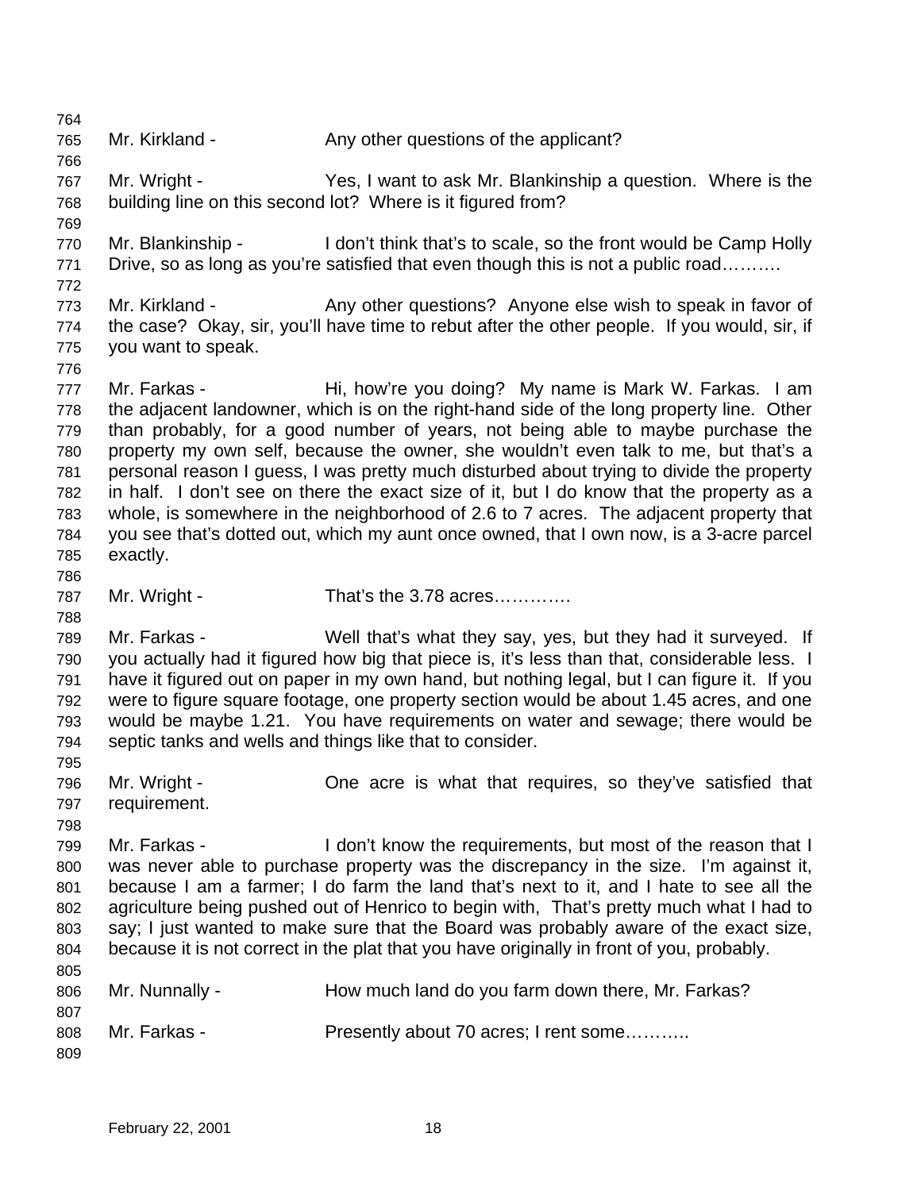Mr. Kirkland - Any other questions of the applicant?

Mr. Wright - Yes, I want to ask Mr. Blankinship a question. Where is the building line on this second lot? Where is it figured from?

Mr. Blankinship - I don't think that's to scale, so the front would be Camp Holly Drive, so as long as you're satisfied that even though this is not a public road……….

Mr. Kirkland - Any other questions? Anyone else wish to speak in favor of the case? Okay, sir, you'll have time to rebut after the other people. If you would, sir, if you want to speak.

Mr. Farkas - Hi, how're you doing? My name is Mark W. Farkas. I am the adjacent landowner, which is on the right-hand side of the long property line. Other than probably, for a good number of years, not being able to maybe purchase the property my own self, because the owner, she wouldn't even talk to me, but that's a personal reason I guess, I was pretty much disturbed about trying to divide the property in half. I don't see on there the exact size of it, but I do know that the property as a whole, is somewhere in the neighborhood of 2.6 to 7 acres. The adjacent property that you see that's dotted out, which my aunt once owned, that I own now, is a 3-acre parcel exactly.

Mr. Wright - That's the 3.78 acres………….

Mr. Farkas - Well that's what they say, yes, but they had it surveyed. If you actually had it figured how big that piece is, it's less than that, considerable less. I have it figured out on paper in my own hand, but nothing legal, but I can figure it. If you were to figure square footage, one property section would be about 1.45 acres, and one would be maybe 1.21. You have requirements on water and sewage; there would be septic tanks and wells and things like that to consider.

Mr. Wright - One acre is what that requires, so they've satisfied that requirement.

Mr. Farkas - I don't know the requirements, but most of the reason that I was never able to purchase property was the discrepancy in the size. I'm against it, because I am a farmer; I do farm the land that's next to it, and I hate to see all the agriculture being pushed out of Henrico to begin with, That's pretty much what I had to say; I just wanted to make sure that the Board was probably aware of the exact size, because it is not correct in the plat that you have originally in front of you, probably.

Mr. Nunnally - How much land do you farm down there, Mr. Farkas?

Mr. Farkas - Presently about 70 acres; I rent some………..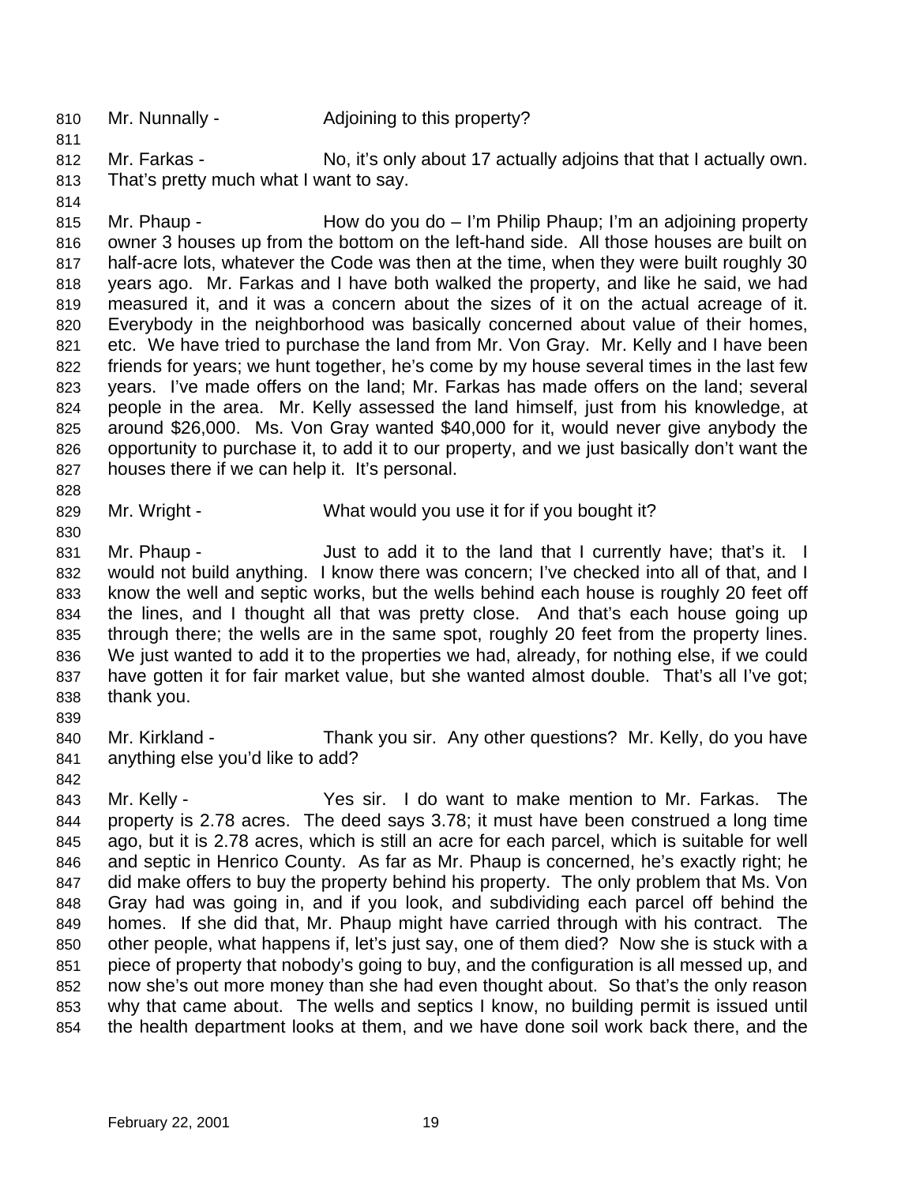Mr. Nunnally - Adjoining to this property?

Mr. Farkas - No, it's only about 17 actually adjoins that that I actually own. That's pretty much what I want to say.

Mr. Phaup - How do you do – I'm Philip Phaup; I'm an adjoining property owner 3 houses up from the bottom on the left-hand side. All those houses are built on half-acre lots, whatever the Code was then at the time, when they were built roughly 30 years ago. Mr. Farkas and I have both walked the property, and like he said, we had measured it, and it was a concern about the sizes of it on the actual acreage of it. Everybody in the neighborhood was basically concerned about value of their homes, etc. We have tried to purchase the land from Mr. Von Gray. Mr. Kelly and I have been friends for years; we hunt together, he's come by my house several times in the last few years. I've made offers on the land; Mr. Farkas has made offers on the land; several people in the area. Mr. Kelly assessed the land himself, just from his knowledge, at around $26,000. Ms. Von Gray wanted $40,000 for it, would never give anybody the opportunity to purchase it, to add it to our property, and we just basically don't want the houses there if we can help it. It's personal.

Mr. Wright - What would you use it for if you bought it?

Mr. Phaup - Just to add it to the land that I currently have; that's it. I would not build anything. I know there was concern; I've checked into all of that, and I know the well and septic works, but the wells behind each house is roughly 20 feet off the lines, and I thought all that was pretty close. And that's each house going up through there; the wells are in the same spot, roughly 20 feet from the property lines. We just wanted to add it to the properties we had, already, for nothing else, if we could have gotten it for fair market value, but she wanted almost double. That's all I've got; thank you.

Mr. Kirkland - Thank you sir. Any other questions? Mr. Kelly, do you have anything else you'd like to add?

Mr. Kelly - Yes sir. I do want to make mention to Mr. Farkas. The property is 2.78 acres. The deed says 3.78; it must have been construed a long time ago, but it is 2.78 acres, which is still an acre for each parcel, which is suitable for well and septic in Henrico County. As far as Mr. Phaup is concerned, he's exactly right; he did make offers to buy the property behind his property. The only problem that Ms. Von Gray had was going in, and if you look, and subdividing each parcel off behind the homes. If she did that, Mr. Phaup might have carried through with his contract. The other people, what happens if, let's just say, one of them died? Now she is stuck with a piece of property that nobody's going to buy, and the configuration is all messed up, and now she's out more money than she had even thought about. So that's the only reason why that came about. The wells and septics I know, no building permit is issued until the health department looks at them, and we have done soil work back there, and the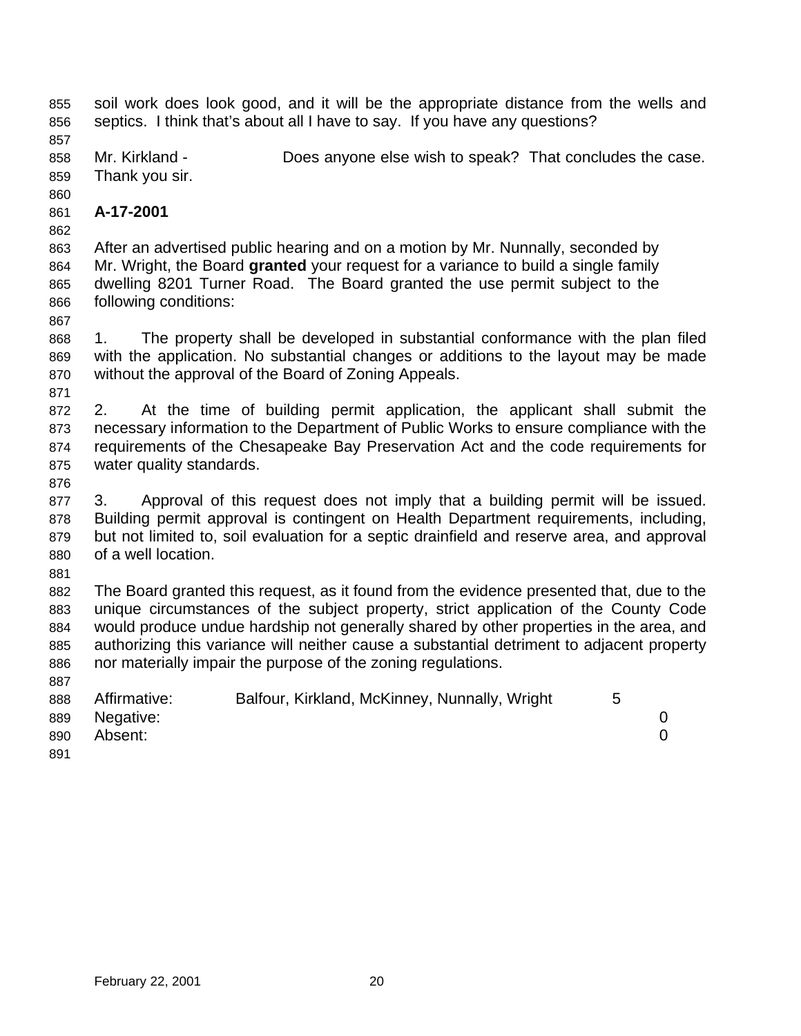soil work does look good, and it will be the appropriate distance from the wells and septics. I think that's about all I have to say. If you have any questions?

Mr. Kirkland - Does anyone else wish to speak? That concludes the case. Thank you sir.

**A-17-2001**

After an advertised public hearing and on a motion by Mr. Nunnally, seconded by Mr. Wright, the Board **granted** your request for a variance to build a single family dwelling 8201 Turner Road. The Board granted the use permit subject to the following conditions:

1. The property shall be developed in substantial conformance with the plan filed with the application. No substantial changes or additions to the layout may be made without the approval of the Board of Zoning Appeals.

2. At the time of building permit application, the applicant shall submit the necessary information to the Department of Public Works to ensure compliance with the requirements of the Chesapeake Bay Preservation Act and the code requirements for water quality standards.

3. Approval of this request does not imply that a building permit will be issued. Building permit approval is contingent on Health Department requirements, including, but not limited to, soil evaluation for a septic drainfield and reserve area, and approval of a well location.

The Board granted this request, as it found from the evidence presented that, due to the unique circumstances of the subject property, strict application of the County Code would produce undue hardship not generally shared by other properties in the area, and authorizing this variance will neither cause a substantial detriment to adjacent property nor materially impair the purpose of the zoning regulations.

| | | |
|---|---|---|
| Affirmative: | Balfour, Kirkland, McKinney, Nunnally, Wright | 5 |
| Negative: | | 0 |
| Absent: | | 0 |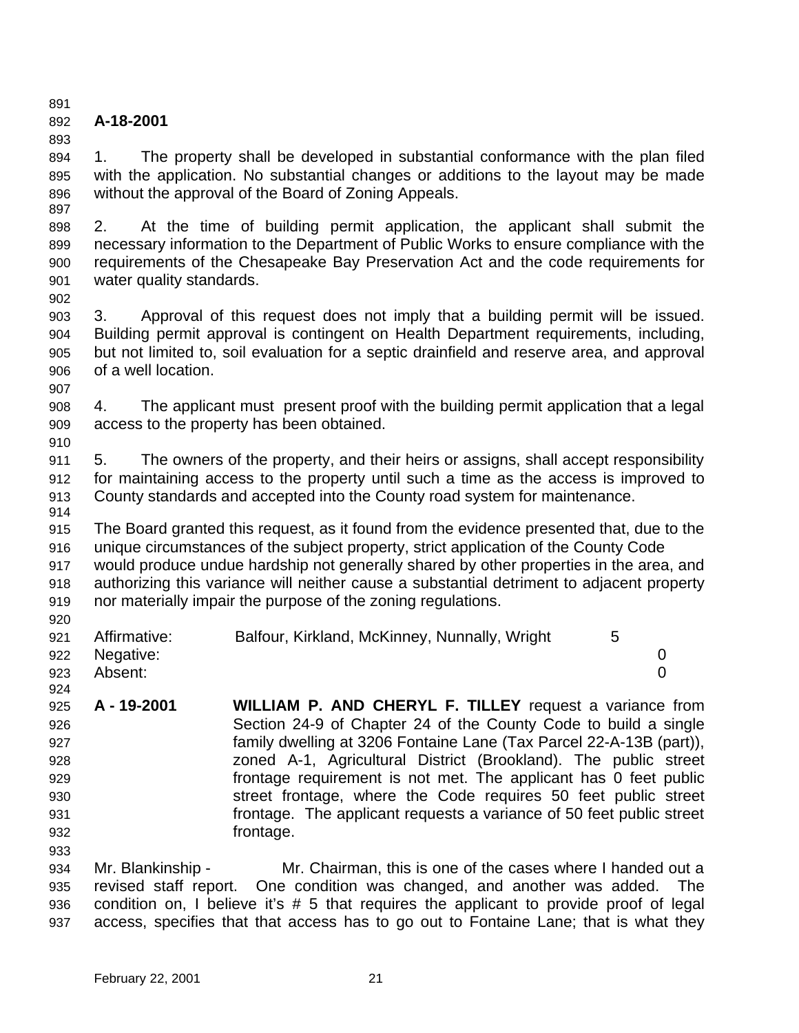**A-18-2001**

1. The property shall be developed in substantial conformance with the plan filed with the application. No substantial changes or additions to the layout may be made without the approval of the Board of Zoning Appeals.

2. At the time of building permit application, the applicant shall submit the necessary information to the Department of Public Works to ensure compliance with the requirements of the Chesapeake Bay Preservation Act and the code requirements for water quality standards.

3. Approval of this request does not imply that a building permit will be issued. Building permit approval is contingent on Health Department requirements, including, but not limited to, soil evaluation for a septic drainfield and reserve area, and approval of a well location.

4. The applicant must present proof with the building permit application that a legal access to the property has been obtained.

5. The owners of the property, and their heirs or assigns, shall accept responsibility for maintaining access to the property until such a time as the access is improved to County standards and accepted into the County road system for maintenance.

The Board granted this request, as it found from the evidence presented that, due to the unique circumstances of the subject property, strict application of the County Code would produce undue hardship not generally shared by other properties in the area, and authorizing this variance will neither cause a substantial detriment to adjacent property nor materially impair the purpose of the zoning regulations.

| | | |
|---|---|---|
| Affirmative: | Balfour, Kirkland, McKinney, Nunnally, Wright | 5 |
| Negative: | | 0 |
| Absent: | | 0 |

**A - 19-2001** **WILLIAM P. AND CHERYL F. TILLEY** request a variance from Section 24-9 of Chapter 24 of the County Code to build a single family dwelling at 3206 Fontaine Lane (Tax Parcel 22-A-13B (part)), zoned A-1, Agricultural District (Brookland). The public street frontage requirement is not met. The applicant has 0 feet public street frontage, where the Code requires 50 feet public street frontage. The applicant requests a variance of 50 feet public street frontage.

Mr. Blankinship - Mr. Chairman, this is one of the cases where I handed out a revised staff report. One condition was changed, and another was added. The condition on, I believe it's # 5 that requires the applicant to provide proof of legal access, specifies that that access has to go out to Fontaine Lane; that is what they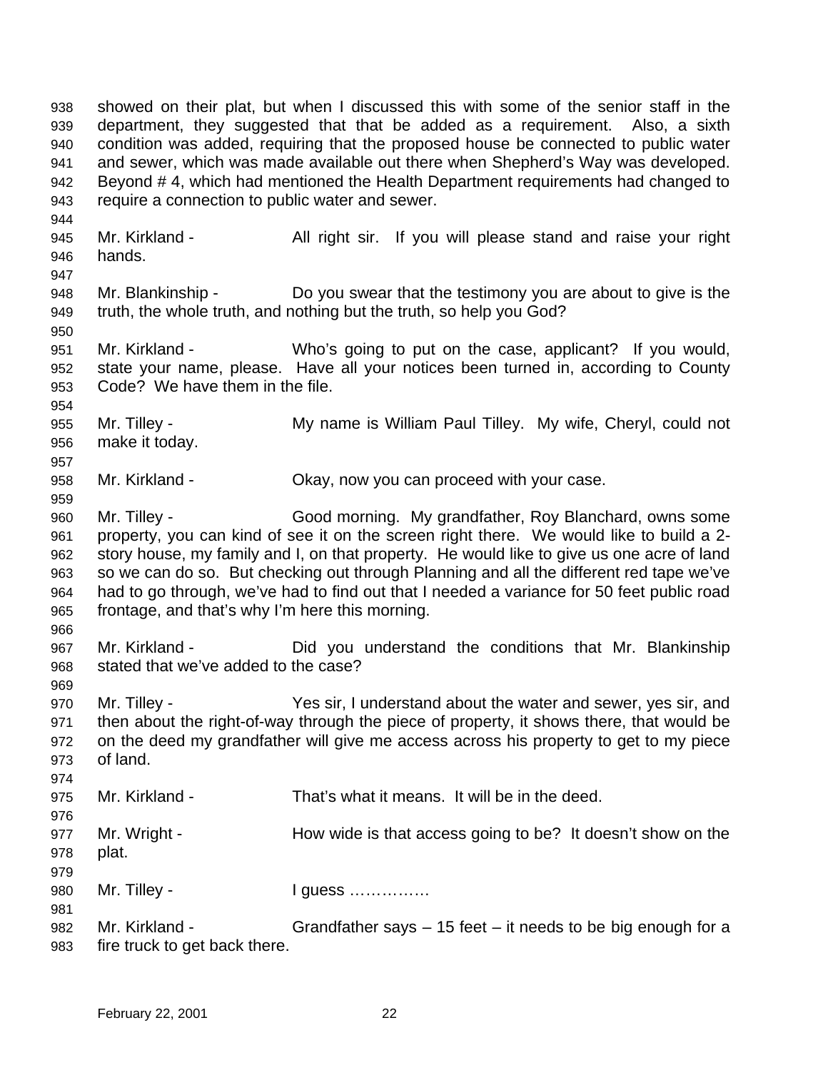showed on their plat, but when I discussed this with some of the senior staff in the department, they suggested that that be added as a requirement. Also, a sixth condition was added, requiring that the proposed house be connected to public water and sewer, which was made available out there when Shepherd's Way was developed. Beyond # 4, which had mentioned the Health Department requirements had changed to require a connection to public water and sewer.

Mr. Kirkland - All right sir. If you will please stand and raise your right hands.

Mr. Blankinship - Do you swear that the testimony you are about to give is the truth, the whole truth, and nothing but the truth, so help you God?

Mr. Kirkland - Who's going to put on the case, applicant? If you would, state your name, please. Have all your notices been turned in, according to County Code? We have them in the file.

Mr. Tilley - My name is William Paul Tilley. My wife, Cheryl, could not make it today.

Mr. Kirkland - Okay, now you can proceed with your case.

Mr. Tilley - Good morning. My grandfather, Roy Blanchard, owns some property, you can kind of see it on the screen right there. We would like to build a 2-story house, my family and I, on that property. He would like to give us one acre of land so we can do so. But checking out through Planning and all the different red tape we've had to go through, we've had to find out that I needed a variance for 50 feet public road frontage, and that's why I'm here this morning.

Mr. Kirkland - Did you understand the conditions that Mr. Blankinship stated that we've added to the case?

Mr. Tilley - Yes sir, I understand about the water and sewer, yes sir, and then about the right-of-way through the piece of property, it shows there, that would be on the deed my grandfather will give me access across his property to get to my piece of land.

Mr. Kirkland - That's what it means. It will be in the deed.

Mr. Wright - How wide is that access going to be? It doesn't show on the plat.

Mr. Tilley - I guess ……………

Mr. Kirkland - Grandfather says – 15 feet – it needs to be big enough for a fire truck to get back there.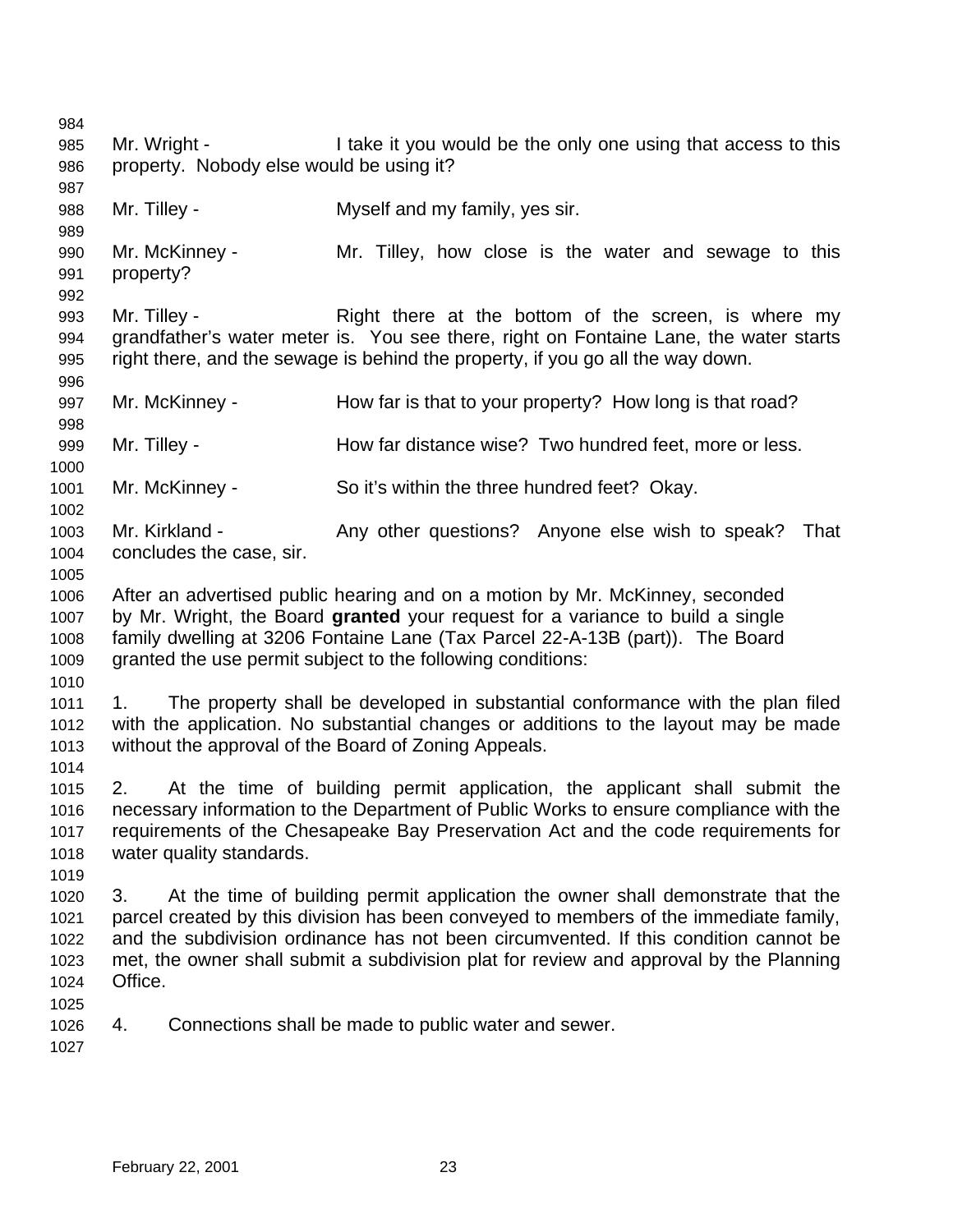Mr. Wright - I take it you would be the only one using that access to this property. Nobody else would be using it?

Mr. Tilley - Myself and my family, yes sir.

Mr. McKinney - Mr. Tilley, how close is the water and sewage to this property?

Mr. Tilley - Right there at the bottom of the screen, is where my grandfather's water meter is. You see there, right on Fontaine Lane, the water starts right there, and the sewage is behind the property, if you go all the way down.

Mr. McKinney - How far is that to your property? How long is that road?

Mr. Tilley - How far distance wise? Two hundred feet, more or less.

Mr. McKinney - So it's within the three hundred feet? Okay.

Mr. Kirkland - Any other questions? Anyone else wish to speak? That concludes the case, sir.

After an advertised public hearing and on a motion by Mr. McKinney, seconded by Mr. Wright, the Board **granted** your request for a variance to build a single family dwelling at 3206 Fontaine Lane (Tax Parcel 22-A-13B (part)). The Board granted the use permit subject to the following conditions:

1. The property shall be developed in substantial conformance with the plan filed with the application. No substantial changes or additions to the layout may be made without the approval of the Board of Zoning Appeals.

2. At the time of building permit application, the applicant shall submit the necessary information to the Department of Public Works to ensure compliance with the requirements of the Chesapeake Bay Preservation Act and the code requirements for water quality standards.

3. At the time of building permit application the owner shall demonstrate that the parcel created by this division has been conveyed to members of the immediate family, and the subdivision ordinance has not been circumvented. If this condition cannot be met, the owner shall submit a subdivision plat for review and approval by the Planning Office.

4. Connections shall be made to public water and sewer.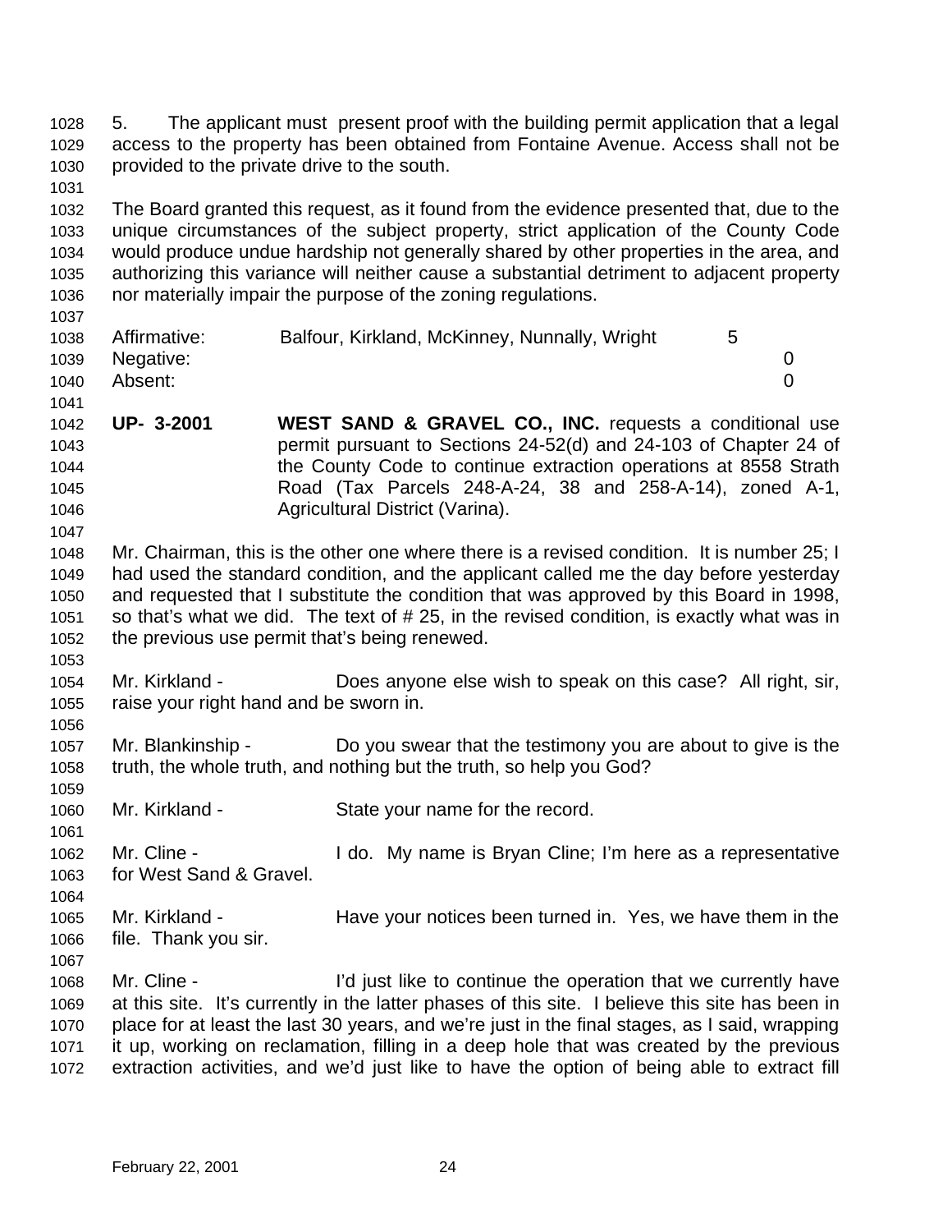5. The applicant must present proof with the building permit application that a legal access to the property has been obtained from Fontaine Avenue. Access shall not be provided to the private drive to the south.

The Board granted this request, as it found from the evidence presented that, due to the unique circumstances of the subject property, strict application of the County Code would produce undue hardship not generally shared by other properties in the area, and authorizing this variance will neither cause a substantial detriment to adjacent property nor materially impair the purpose of the zoning regulations.

| | | |
|---|---|---|
| Affirmative: | Balfour, Kirkland, McKinney, Nunnally, Wright | 5 |
| Negative: | | 0 |
| Absent: | | 0 |

**UP- 3-2001** **WEST SAND & GRAVEL CO., INC.** requests a conditional use permit pursuant to Sections 24-52(d) and 24-103 of Chapter 24 of the County Code to continue extraction operations at 8558 Strath Road (Tax Parcels 248-A-24, 38 and 258-A-14), zoned A-1, Agricultural District (Varina).

Mr. Chairman, this is the other one where there is a revised condition. It is number 25; I had used the standard condition, and the applicant called me the day before yesterday and requested that I substitute the condition that was approved by this Board in 1998, so that's what we did. The text of # 25, in the revised condition, is exactly what was in the previous use permit that's being renewed.

Mr. Kirkland - Does anyone else wish to speak on this case? All right, sir, raise your right hand and be sworn in.

Mr. Blankinship - Do you swear that the testimony you are about to give is the truth, the whole truth, and nothing but the truth, so help you God?

Mr. Kirkland - State your name for the record.

Mr. Cline - I do. My name is Bryan Cline; I'm here as a representative for West Sand & Gravel.

Mr. Kirkland - Have your notices been turned in. Yes, we have them in the file. Thank you sir.

Mr. Cline - I'd just like to continue the operation that we currently have at this site. It's currently in the latter phases of this site. I believe this site has been in place for at least the last 30 years, and we're just in the final stages, as I said, wrapping it up, working on reclamation, filling in a deep hole that was created by the previous extraction activities, and we'd just like to have the option of being able to extract fill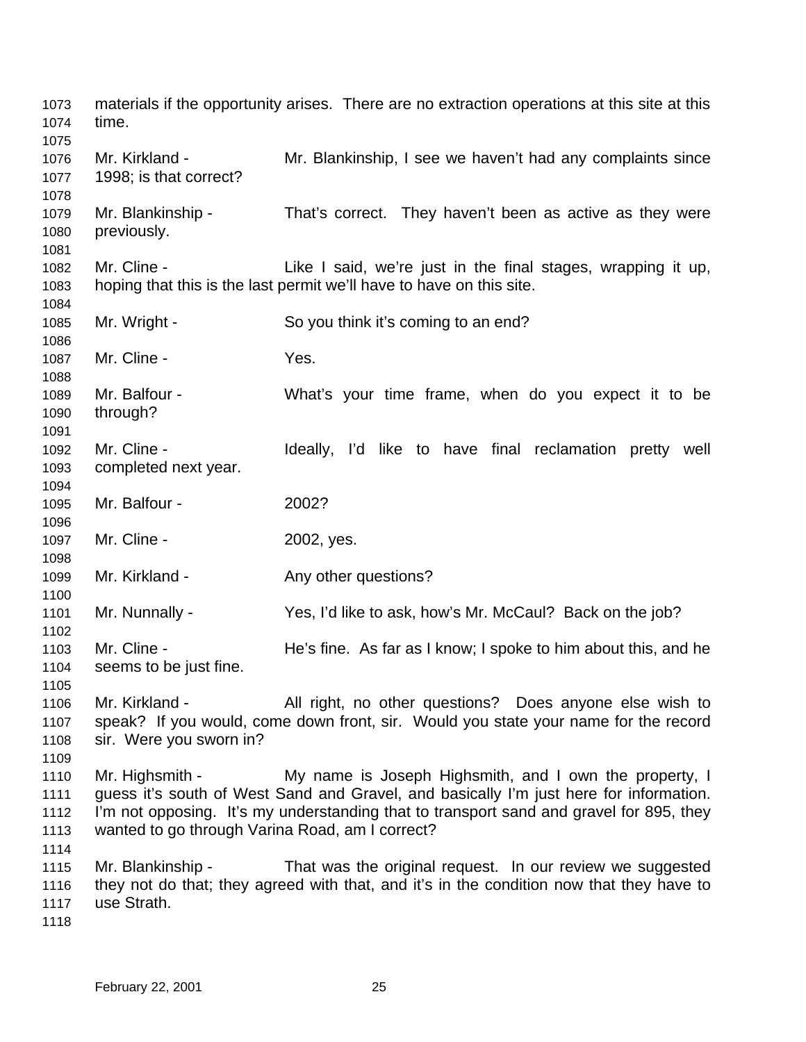materials if the opportunity arises. There are no extraction operations at this site at this time.

Mr. Kirkland - Mr. Blankinship, I see we haven't had any complaints since 1998; is that correct?

Mr. Blankinship - That's correct. They haven't been as active as they were previously.

Mr. Cline - Like I said, we're just in the final stages, wrapping it up, hoping that this is the last permit we'll have to have on this site.

Mr. Wright - So you think it's coming to an end?

Mr. Cline - Yes.

Mr. Balfour - What's your time frame, when do you expect it to be through?

Mr. Cline - Ideally, I'd like to have final reclamation pretty well completed next year.

Mr. Balfour - 2002?

Mr. Cline - 2002, yes.

Mr. Kirkland - Any other questions?

Mr. Nunnally - Yes, I'd like to ask, how's Mr. McCaul? Back on the job?

Mr. Cline - He's fine. As far as I know; I spoke to him about this, and he seems to be just fine.

Mr. Kirkland - All right, no other questions? Does anyone else wish to speak? If you would, come down front, sir. Would you state your name for the record sir. Were you sworn in?

Mr. Highsmith - My name is Joseph Highsmith, and I own the property, I guess it's south of West Sand and Gravel, and basically I'm just here for information. I'm not opposing. It's my understanding that to transport sand and gravel for 895, they wanted to go through Varina Road, am I correct?

Mr. Blankinship - That was the original request. In our review we suggested they not do that; they agreed with that, and it's in the condition now that they have to use Strath.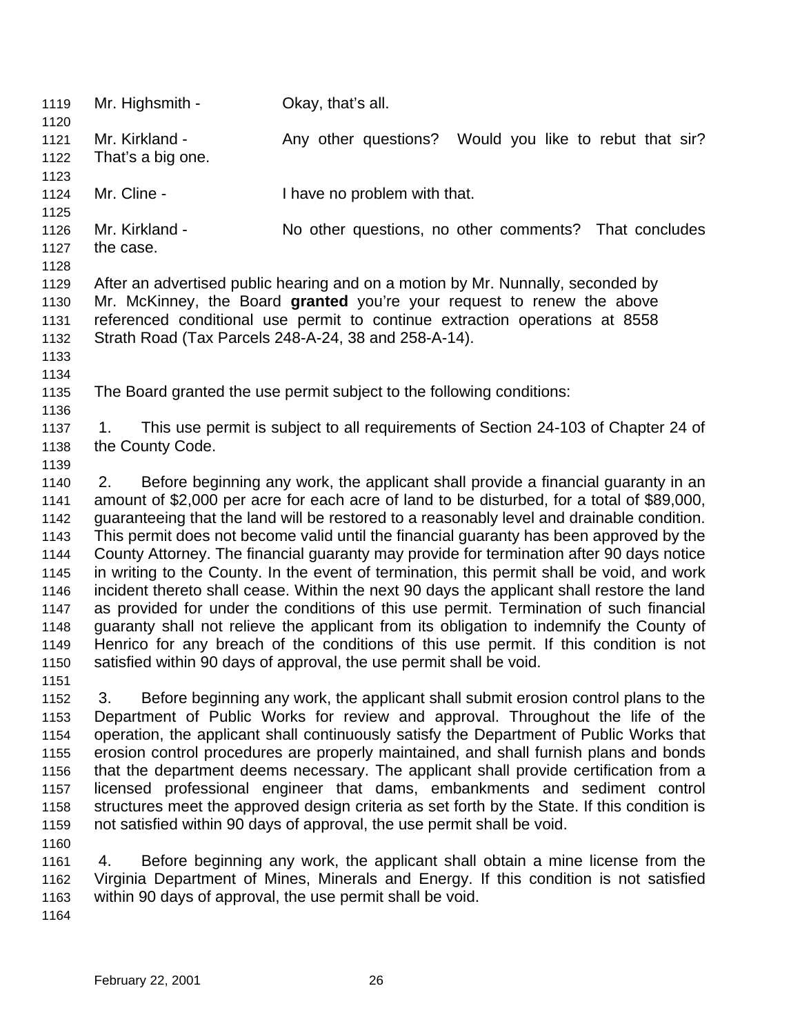Mr. Highsmith - Okay, that's all.

Mr. Kirkland - Any other questions? Would you like to rebut that sir? That's a big one.

Mr. Cline - I have no problem with that.

Mr. Kirkland - No other questions, no other comments? That concludes the case.

After an advertised public hearing and on a motion by Mr. Nunnally, seconded by Mr. McKinney, the Board **granted** you're your request to renew the above referenced conditional use permit to continue extraction operations at 8558 Strath Road (Tax Parcels 248-A-24, 38 and 258-A-14).

The Board granted the use permit subject to the following conditions:

1. This use permit is subject to all requirements of Section 24-103 of Chapter 24 of the County Code.

2. Before beginning any work, the applicant shall provide a financial guaranty in an amount of $2,000 per acre for each acre of land to be disturbed, for a total of $89,000, guaranteeing that the land will be restored to a reasonably level and drainable condition. This permit does not become valid until the financial guaranty has been approved by the County Attorney. The financial guaranty may provide for termination after 90 days notice in writing to the County. In the event of termination, this permit shall be void, and work incident thereto shall cease. Within the next 90 days the applicant shall restore the land as provided for under the conditions of this use permit. Termination of such financial guaranty shall not relieve the applicant from its obligation to indemnify the County of Henrico for any breach of the conditions of this use permit. If this condition is not satisfied within 90 days of approval, the use permit shall be void.

3. Before beginning any work, the applicant shall submit erosion control plans to the Department of Public Works for review and approval. Throughout the life of the operation, the applicant shall continuously satisfy the Department of Public Works that erosion control procedures are properly maintained, and shall furnish plans and bonds that the department deems necessary. The applicant shall provide certification from a licensed professional engineer that dams, embankments and sediment control structures meet the approved design criteria as set forth by the State. If this condition is not satisfied within 90 days of approval, the use permit shall be void.

4. Before beginning any work, the applicant shall obtain a mine license from the Virginia Department of Mines, Minerals and Energy. If this condition is not satisfied within 90 days of approval, the use permit shall be void.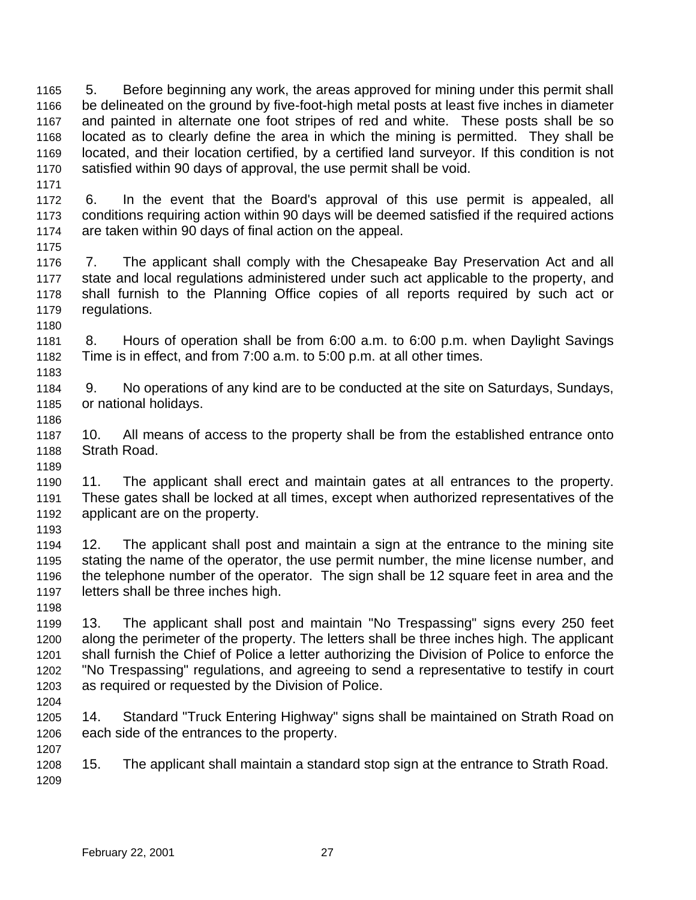5. Before beginning any work, the areas approved for mining under this permit shall be delineated on the ground by five-foot-high metal posts at least five inches in diameter and painted in alternate one foot stripes of red and white. These posts shall be so located as to clearly define the area in which the mining is permitted. They shall be located, and their location certified, by a certified land surveyor. If this condition is not satisfied within 90 days of approval, the use permit shall be void.

6. In the event that the Board's approval of this use permit is appealed, all conditions requiring action within 90 days will be deemed satisfied if the required actions are taken within 90 days of final action on the appeal.

7. The applicant shall comply with the Chesapeake Bay Preservation Act and all state and local regulations administered under such act applicable to the property, and shall furnish to the Planning Office copies of all reports required by such act or regulations.

8. Hours of operation shall be from 6:00 a.m. to 6:00 p.m. when Daylight Savings Time is in effect, and from 7:00 a.m. to 5:00 p.m. at all other times.

9. No operations of any kind are to be conducted at the site on Saturdays, Sundays, or national holidays.

10. All means of access to the property shall be from the established entrance onto Strath Road.

11. The applicant shall erect and maintain gates at all entrances to the property. These gates shall be locked at all times, except when authorized representatives of the applicant are on the property.

12. The applicant shall post and maintain a sign at the entrance to the mining site stating the name of the operator, the use permit number, the mine license number, and the telephone number of the operator. The sign shall be 12 square feet in area and the letters shall be three inches high.

13. The applicant shall post and maintain "No Trespassing" signs every 250 feet along the perimeter of the property. The letters shall be three inches high. The applicant shall furnish the Chief of Police a letter authorizing the Division of Police to enforce the "No Trespassing" regulations, and agreeing to send a representative to testify in court as required or requested by the Division of Police.

14. Standard "Truck Entering Highway" signs shall be maintained on Strath Road on each side of the entrances to the property.

15. The applicant shall maintain a standard stop sign at the entrance to Strath Road.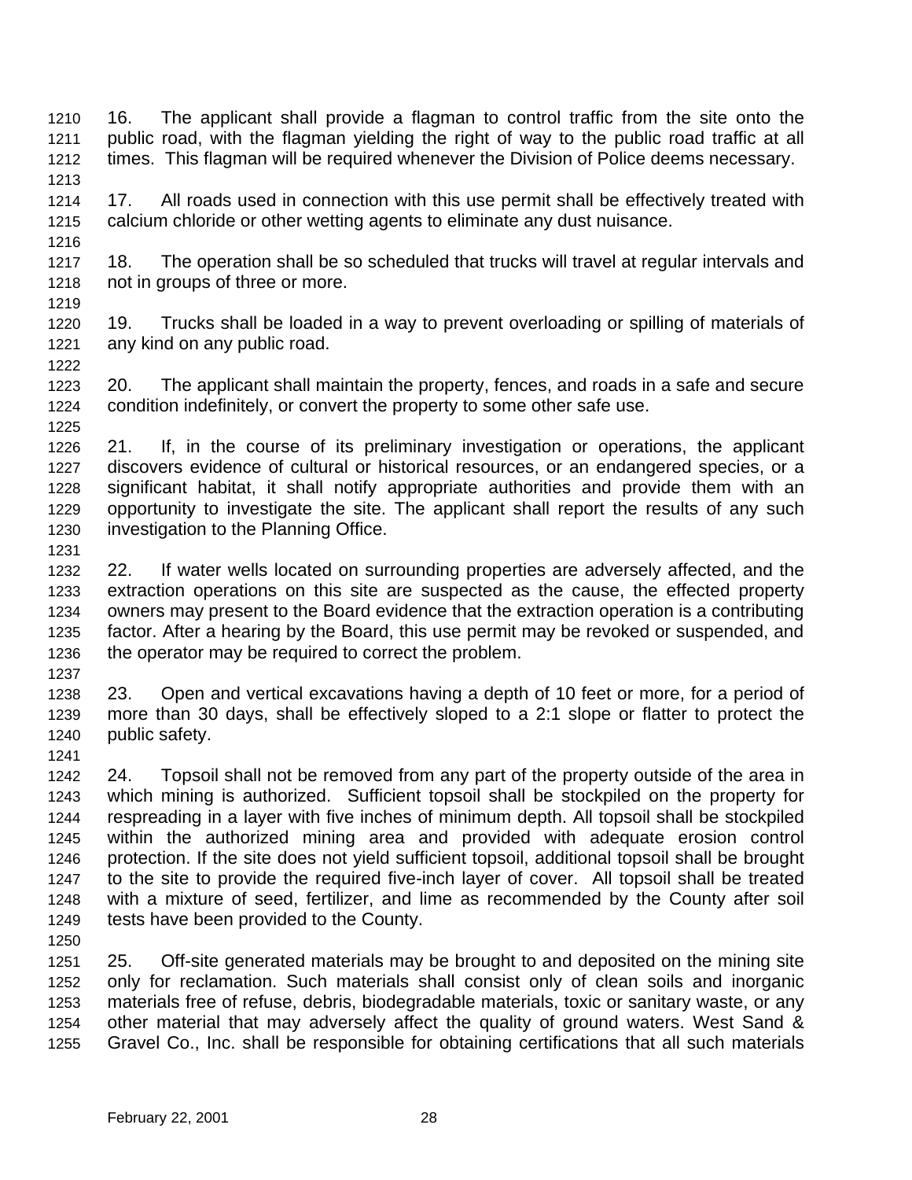16. The applicant shall provide a flagman to control traffic from the site onto the public road, with the flagman yielding the right of way to the public road traffic at all times. This flagman will be required whenever the Division of Police deems necessary.

17. All roads used in connection with this use permit shall be effectively treated with calcium chloride or other wetting agents to eliminate any dust nuisance.

18. The operation shall be so scheduled that trucks will travel at regular intervals and not in groups of three or more.

19. Trucks shall be loaded in a way to prevent overloading or spilling of materials of any kind on any public road.

20. The applicant shall maintain the property, fences, and roads in a safe and secure condition indefinitely, or convert the property to some other safe use.

21. If, in the course of its preliminary investigation or operations, the applicant discovers evidence of cultural or historical resources, or an endangered species, or a significant habitat, it shall notify appropriate authorities and provide them with an opportunity to investigate the site. The applicant shall report the results of any such investigation to the Planning Office.

22. If water wells located on surrounding properties are adversely affected, and the extraction operations on this site are suspected as the cause, the effected property owners may present to the Board evidence that the extraction operation is a contributing factor. After a hearing by the Board, this use permit may be revoked or suspended, and the operator may be required to correct the problem.

23. Open and vertical excavations having a depth of 10 feet or more, for a period of more than 30 days, shall be effectively sloped to a 2:1 slope or flatter to protect the public safety.

24. Topsoil shall not be removed from any part of the property outside of the area in which mining is authorized. Sufficient topsoil shall be stockpiled on the property for respreading in a layer with five inches of minimum depth. All topsoil shall be stockpiled within the authorized mining area and provided with adequate erosion control protection. If the site does not yield sufficient topsoil, additional topsoil shall be brought to the site to provide the required five-inch layer of cover. All topsoil shall be treated with a mixture of seed, fertilizer, and lime as recommended by the County after soil tests have been provided to the County.

25. Off-site generated materials may be brought to and deposited on the mining site only for reclamation. Such materials shall consist only of clean soils and inorganic materials free of refuse, debris, biodegradable materials, toxic or sanitary waste, or any other material that may adversely affect the quality of ground waters. West Sand & Gravel Co., Inc. shall be responsible for obtaining certifications that all such materials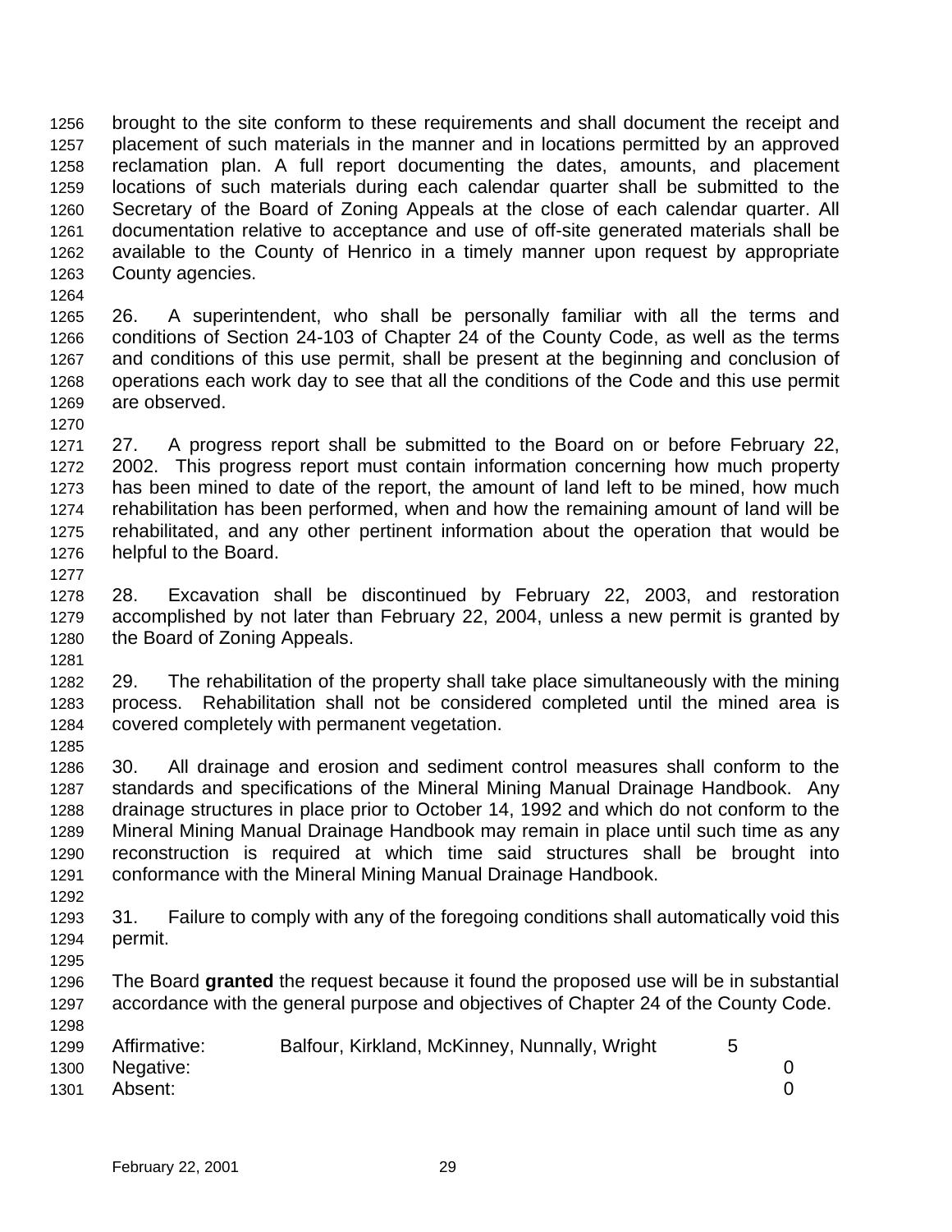brought to the site conform to these requirements and shall document the receipt and placement of such materials in the manner and in locations permitted by an approved reclamation plan. A full report documenting the dates, amounts, and placement locations of such materials during each calendar quarter shall be submitted to the Secretary of the Board of Zoning Appeals at the close of each calendar quarter. All documentation relative to acceptance and use of off-site generated materials shall be available to the County of Henrico in a timely manner upon request by appropriate County agencies.

26. A superintendent, who shall be personally familiar with all the terms and conditions of Section 24-103 of Chapter 24 of the County Code, as well as the terms and conditions of this use permit, shall be present at the beginning and conclusion of operations each work day to see that all the conditions of the Code and this use permit are observed.

27. A progress report shall be submitted to the Board on or before February 22, 2002. This progress report must contain information concerning how much property has been mined to date of the report, the amount of land left to be mined, how much rehabilitation has been performed, when and how the remaining amount of land will be rehabilitated, and any other pertinent information about the operation that would be helpful to the Board.

28. Excavation shall be discontinued by February 22, 2003, and restoration accomplished by not later than February 22, 2004, unless a new permit is granted by the Board of Zoning Appeals.

29. The rehabilitation of the property shall take place simultaneously with the mining process. Rehabilitation shall not be considered completed until the mined area is covered completely with permanent vegetation.

30. All drainage and erosion and sediment control measures shall conform to the standards and specifications of the Mineral Mining Manual Drainage Handbook. Any drainage structures in place prior to October 14, 1992 and which do not conform to the Mineral Mining Manual Drainage Handbook may remain in place until such time as any reconstruction is required at which time said structures shall be brought into conformance with the Mineral Mining Manual Drainage Handbook.

31. Failure to comply with any of the foregoing conditions shall automatically void this permit.

The Board **granted** the request because it found the proposed use will be in substantial accordance with the general purpose and objectives of Chapter 24 of the County Code.

| | | |
|---|---|---|
| Affirmative: | Balfour, Kirkland, McKinney, Nunnally, Wright | 5 |
| Negative: | | 0 |
| Absent: | | 0 |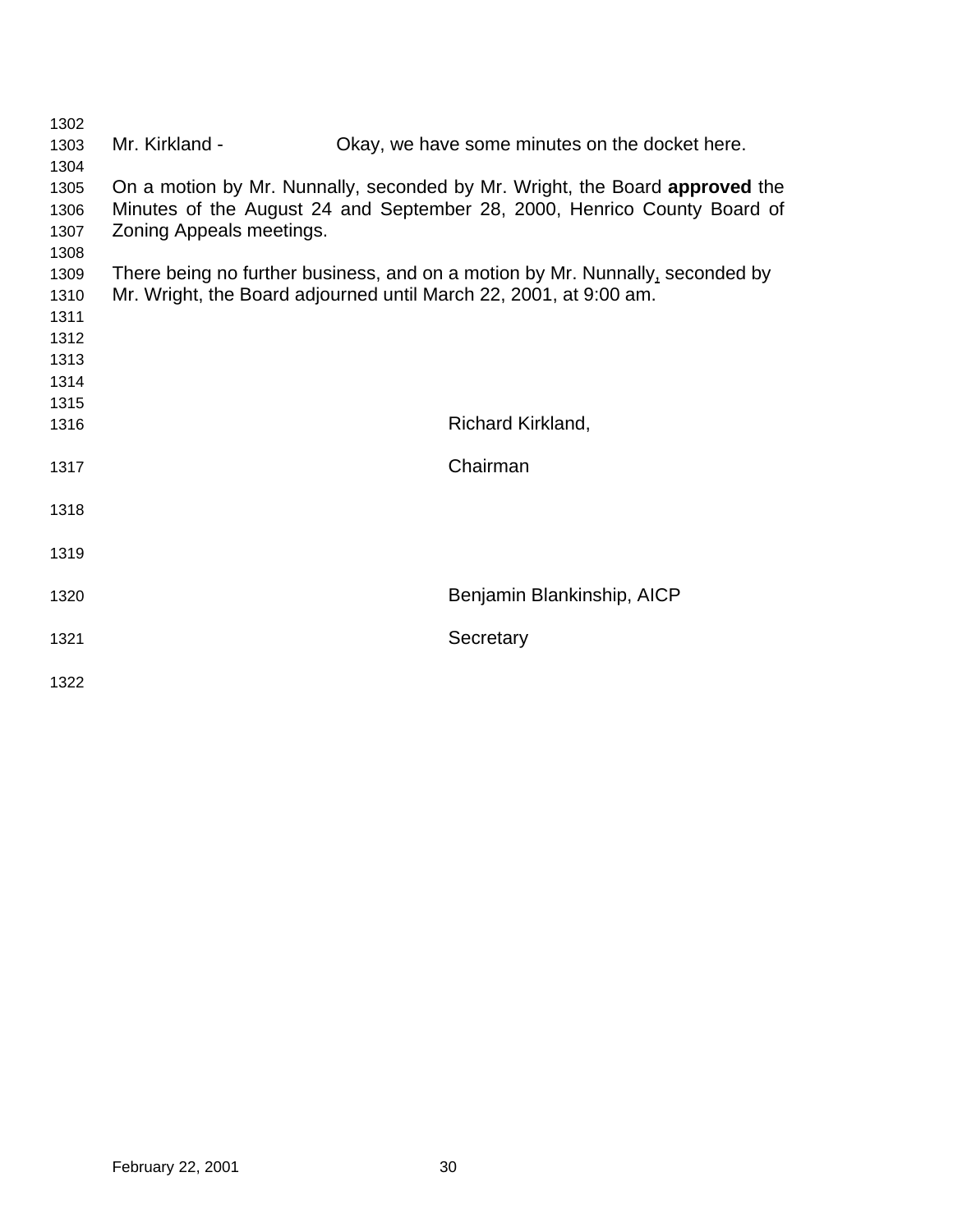Mr. Kirkland - Okay, we have some minutes on the docket here.

On a motion by Mr. Nunnally, seconded by Mr. Wright, the Board **approved** the Minutes of the August 24 and September 28, 2000, Henrico County Board of Zoning Appeals meetings.

There being no further business, and on a motion by Mr. Nunnally, seconded by Mr. Wright, the Board adjourned until March 22, 2001, at 9:00 am.

Richard Kirkland,

Chairman

Benjamin Blankinship, AICP

Secretary